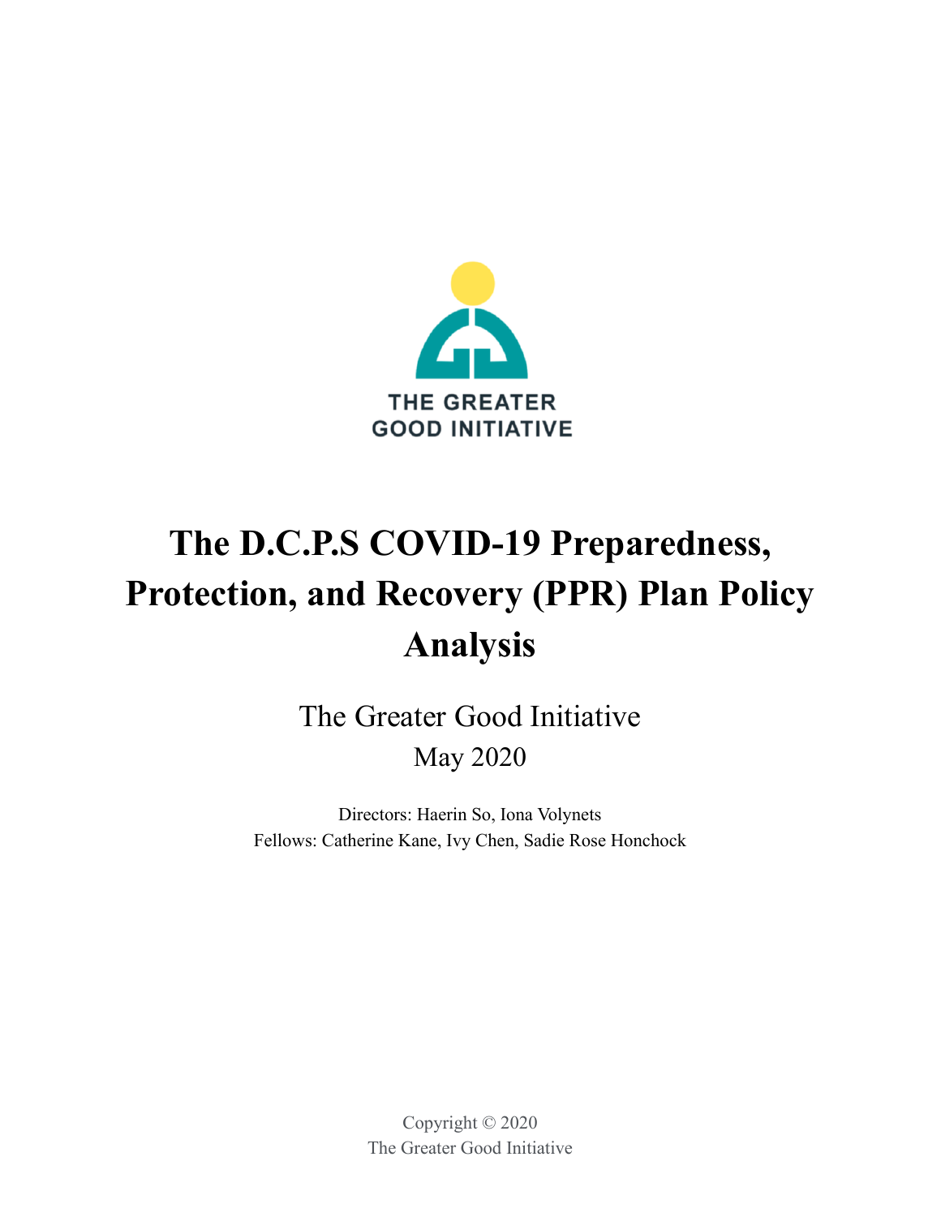THE GREATER GOOD INITIATIVE

# The D.C.P.S COVID-19 Preparedness, Protection, and Recovery (PPR) Plan Policy Analysis

The Greater Good Initiative

May 2020

Directors: Haerin So, Iona Volynets

Fellows: Catherine Kane, Ivy Chen, Sadie Rose Honchock

Copyright © 2020

The Greater Good Initiative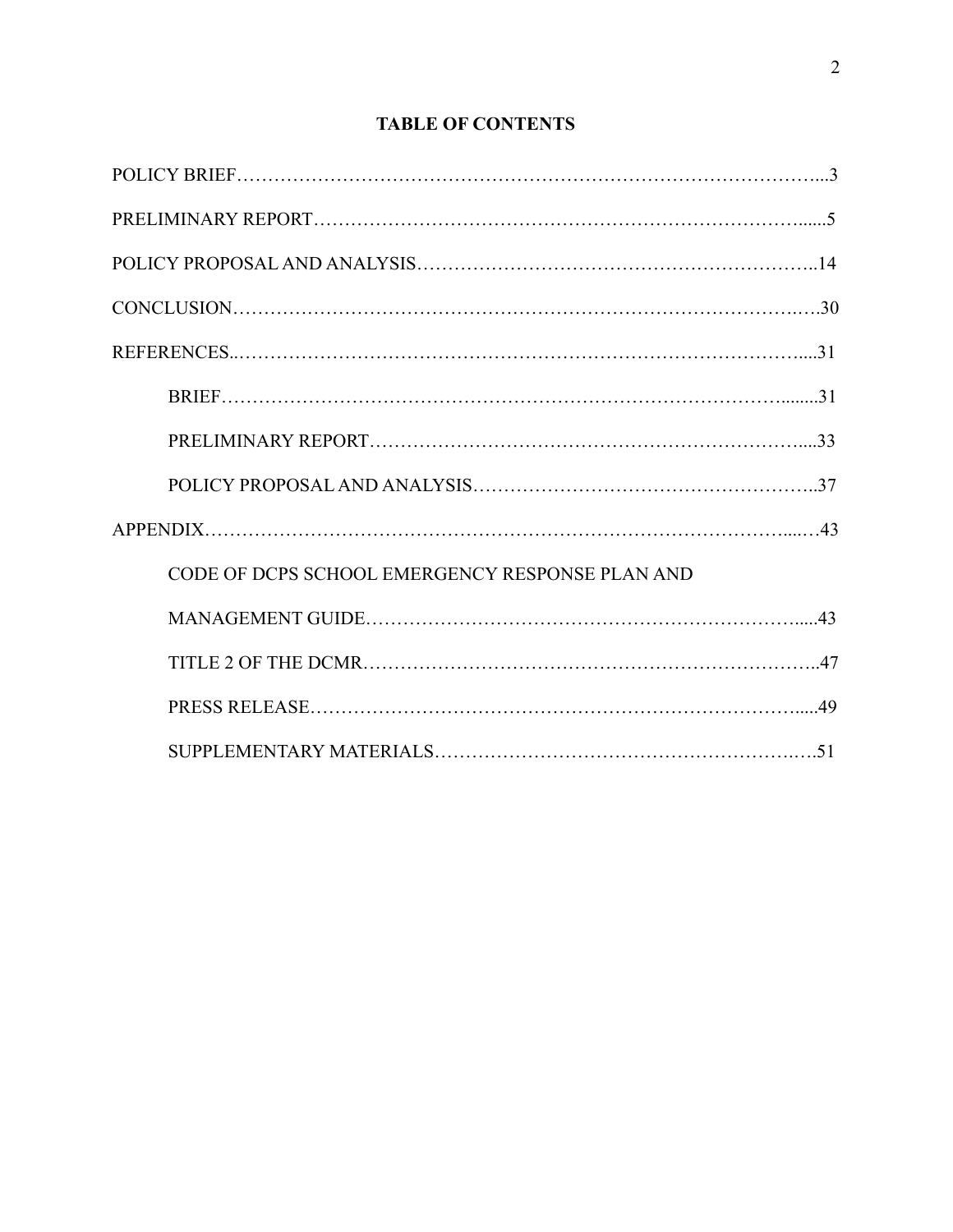# TABLE OF CONTENTS

POLICY BRIEF……………………………………………………………………………………...3

PRELIMINARY REPORT……………………………………………………………………......5

POLICY PROPOSAL AND ANALYSIS……………………………………………………..14

CONCLUSION……………………………………………………………………………….….30

REFERENCES..………………….…………………………………………………………….....31

- BRIEF……………………………………………………………………………………........31
- PRELIMINARY REPORT…………………………………………………………….....33
- POLICY PROPOSAL AND ANALYSIS………………………………………………...37

APPENDIX…………………………………………………………………………………....…43

- CODE OF DCPS SCHOOL EMERGENCY RESPONSE PLAN AND MANAGEMENT GUIDE…………………………………………………………….....43
- TITLE 2 OF THE DCMR………………………………………………………………..47
- PRESS RELEASE…………………………………………………………………….....49
- SUPPLEMENTARY MATERIALS…………………………………………………….….51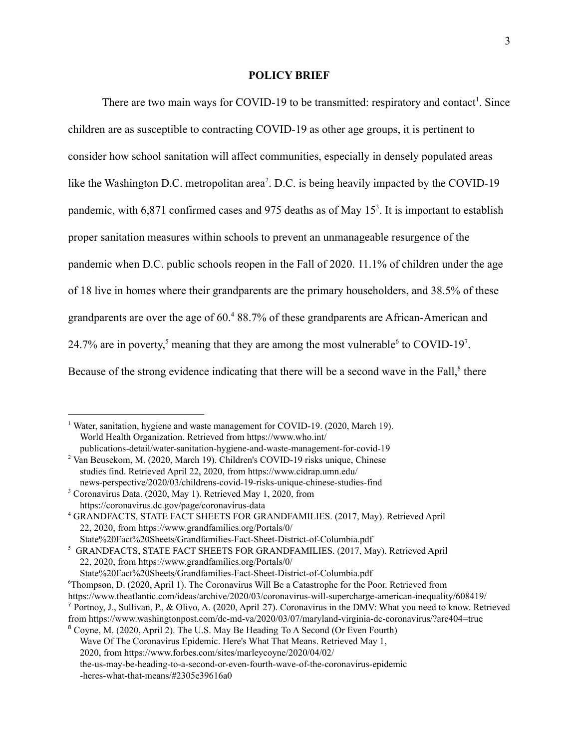**POLICY BRIEF**

There are two main ways for COVID-19 to be transmitted: respiratory and contact[1]. Since children are as susceptible to contracting COVID-19 as other age groups, it is pertinent to consider how school sanitation will affect communities, especially in densely populated areas like the Washington D.C. metropolitan area[2]. D.C. is being heavily impacted by the COVID-19 pandemic, with 6,871 confirmed cases and 975 deaths as of May 15[3]. It is important to establish proper sanitation measures within schools to prevent an unmanageable resurgence of the pandemic when D.C. public schools reopen in the Fall of 2020. 11.1% of children under the age of 18 live in homes where their grandparents are the primary householders, and 38.5% of these grandparents are over the age of 60.[4] 88.7% of these grandparents are African-American and 24.7% are in poverty,[5] meaning that they are among the most vulnerable[6] to COVID-19[7]. Because of the strong evidence indicating that there will be a second wave in the Fall,[8] there

---

[1] Water, sanitation, hygiene and waste management for COVID-19. (2020, March 19). World Health Organization. Retrieved from https://www.who.int/publications-detail/water-sanitation-hygiene-and-waste-management-for-covid-19

[2] Van Beusekom, M. (2020, March 19). Children's COVID-19 risks unique, Chinese studies find. Retrieved April 22, 2020, from https://www.cidrap.umn.edu/news-perspective/2020/03/childrens-covid-19-risks-unique-chinese-studies-find

[3] Coronavirus Data. (2020, May 1). Retrieved May 1, 2020, from https://coronavirus.dc.gov/page/coronavirus-data

[4] GRANDFACTS, STATE FACT SHEETS FOR GRANDFAMILIES. (2017, May). Retrieved April 22, 2020, from https://www.grandfamilies.org/Portals/0/State%20Fact%20Sheets/Grandfamilies-Fact-Sheet-District-of-Columbia.pdf

[5] GRANDFACTS, STATE FACT SHEETS FOR GRANDFAMILIES. (2017, May). Retrieved April 22, 2020, from https://www.grandfamilies.org/Portals/0/State%20Fact%20Sheets/Grandfamilies-Fact-Sheet-District-of-Columbia.pdf

[6] Thompson, D. (2020, April 1). The Coronavirus Will Be a Catastrophe for the Poor. Retrieved from https://www.theatlantic.com/ideas/archive/2020/03/coronavirus-will-supercharge-american-inequality/608419/

[7] Portnoy, J., Sullivan, P., & Olivo, A. (2020, April 27). Coronavirus in the DMV: What you need to know. Retrieved from https://www.washingtonpost.com/dc-md-va/2020/03/07/maryland-virginia-dc-coronavirus/?arc404=true

[8] Coyne, M. (2020, April 2). The U.S. May Be Heading To A Second (Or Even Fourth) Wave Of The Coronavirus Epidemic. Here's What That Means. Retrieved May 1, 2020, from https://www.forbes.com/sites/marleycoyne/2020/04/02/the-us-may-be-heading-to-a-second-or-even-fourth-wave-of-the-coronavirus-epidemic-heres-what-that-means/#2305e39616a0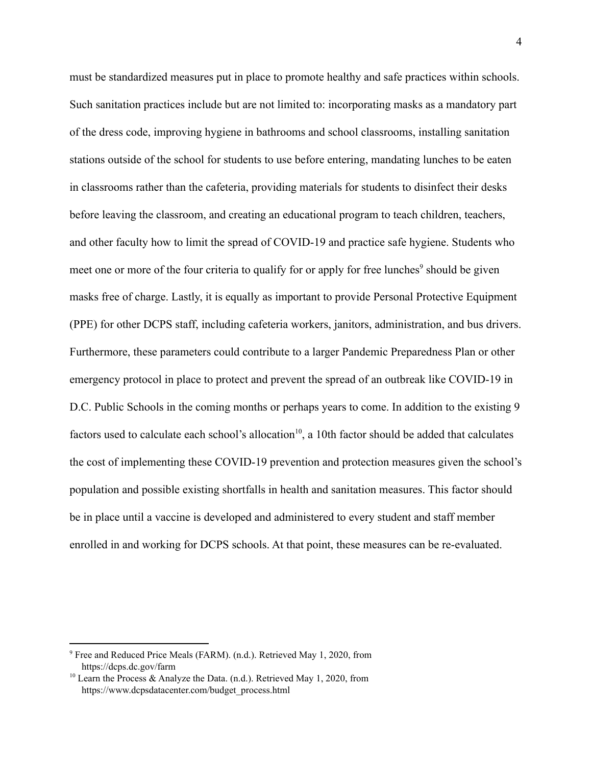must be standardized measures put in place to promote healthy and safe practices within schools. Such sanitation practices include but are not limited to: incorporating masks as a mandatory part of the dress code, improving hygiene in bathrooms and school classrooms, installing sanitation stations outside of the school for students to use before entering, mandating lunches to be eaten in classrooms rather than the cafeteria, providing materials for students to disinfect their desks before leaving the classroom, and creating an educational program to teach children, teachers, and other faculty how to limit the spread of COVID-19 and practice safe hygiene. Students who meet one or more of the four criteria to qualify for or apply for free lunches[9] should be given masks free of charge. Lastly, it is equally as important to provide Personal Protective Equipment (PPE) for other DCPS staff, including cafeteria workers, janitors, administration, and bus drivers. Furthermore, these parameters could contribute to a larger Pandemic Preparedness Plan or other emergency protocol in place to protect and prevent the spread of an outbreak like COVID-19 in D.C. Public Schools in the coming months or perhaps years to come. In addition to the existing 9 factors used to calculate each school's allocation[10], a 10th factor should be added that calculates the cost of implementing these COVID-19 prevention and protection measures given the school's population and possible existing shortfalls in health and sanitation measures. This factor should be in place until a vaccine is developed and administered to every student and staff member enrolled in and working for DCPS schools. At that point, these measures can be re-evaluated.

---

[9] Free and Reduced Price Meals (FARM). (n.d.). Retrieved May 1, 2020, from https://dcps.dc.gov/farm

[10] Learn the Process & Analyze the Data. (n.d.). Retrieved May 1, 2020, from https://www.dcpsdatacenter.com/budget_process.html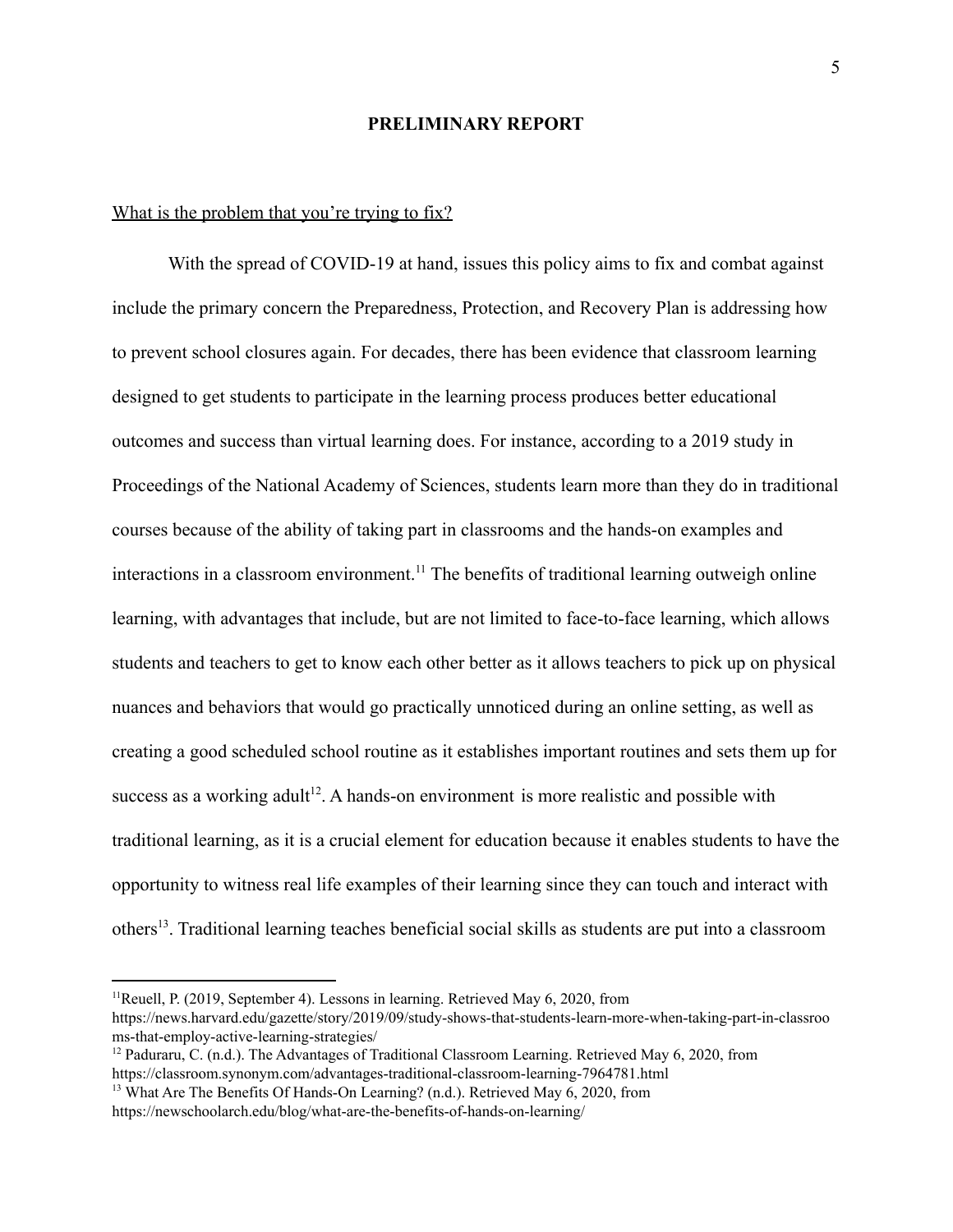**PRELIMINARY REPORT**

What is the problem that you're trying to fix?

With the spread of COVID-19 at hand, issues this policy aims to fix and combat against include the primary concern the Preparedness, Protection, and Recovery Plan is addressing how to prevent school closures again. For decades, there has been evidence that classroom learning designed to get students to participate in the learning process produces better educational outcomes and success than virtual learning does. For instance, according to a 2019 study in Proceedings of the National Academy of Sciences, students learn more than they do in traditional courses because of the ability of taking part in classrooms and the hands-on examples and interactions in a classroom environment.[11] The benefits of traditional learning outweigh online learning, with advantages that include, but are not limited to face-to-face learning, which allows students and teachers to get to know each other better as it allows teachers to pick up on physical nuances and behaviors that would go practically unnoticed during an online setting, as well as creating a good scheduled school routine as it establishes important routines and sets them up for success as a working adult[12]. A hands-on environment is more realistic and possible with traditional learning, as it is a crucial element for education because it enables students to have the opportunity to witness real life examples of their learning since they can touch and interact with others[13]. Traditional learning teaches beneficial social skills as students are put into a classroom

---

[11] Reuell, P. (2019, September 4). Lessons in learning. Retrieved May 6, 2020, from https://news.harvard.edu/gazette/story/2019/09/study-shows-that-students-learn-more-when-taking-part-in-classrooms-that-employ-active-learning-strategies/

[12] Paduraru, C. (n.d.). The Advantages of Traditional Classroom Learning. Retrieved May 6, 2020, from https://classroom.synonym.com/advantages-traditional-classroom-learning-7964781.html

[13] What Are The Benefits Of Hands-On Learning? (n.d.). Retrieved May 6, 2020, from https://newschoolarch.edu/blog/what-are-the-benefits-of-hands-on-learning/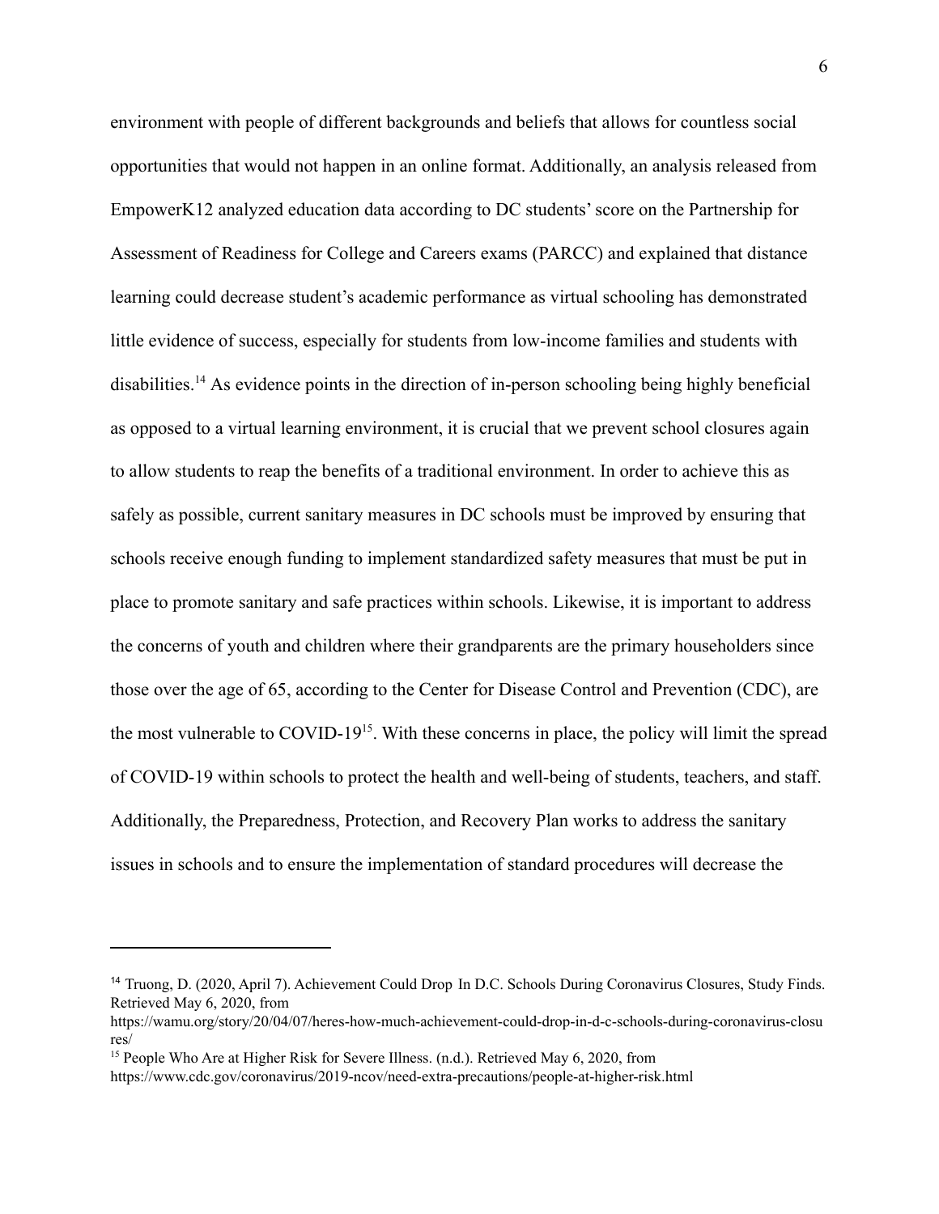environment with people of different backgrounds and beliefs that allows for countless social opportunities that would not happen in an online format. Additionally, an analysis released from EmpowerK12 analyzed education data according to DC students' score on the Partnership for Assessment of Readiness for College and Careers exams (PARCC) and explained that distance learning could decrease student's academic performance as virtual schooling has demonstrated little evidence of success, especially for students from low-income families and students with disabilities.[14] As evidence points in the direction of in-person schooling being highly beneficial as opposed to a virtual learning environment, it is crucial that we prevent school closures again to allow students to reap the benefits of a traditional environment. In order to achieve this as safely as possible, current sanitary measures in DC schools must be improved by ensuring that schools receive enough funding to implement standardized safety measures that must be put in place to promote sanitary and safe practices within schools. Likewise, it is important to address the concerns of youth and children where their grandparents are the primary householders since those over the age of 65, according to the Center for Disease Control and Prevention (CDC), are the most vulnerable to COVID-19[15]. With these concerns in place, the policy will limit the spread of COVID-19 within schools to protect the health and well-being of students, teachers, and staff. Additionally, the Preparedness, Protection, and Recovery Plan works to address the sanitary issues in schools and to ensure the implementation of standard procedures will decrease the

---

[14] Truong, D. (2020, April 7). Achievement Could Drop In D.C. Schools During Coronavirus Closures, Study Finds. Retrieved May 6, 2020, from https://wamu.org/story/20/04/07/heres-how-much-achievement-could-drop-in-d-c-schools-during-coronavirus-closures/

[15] People Who Are at Higher Risk for Severe Illness. (n.d.). Retrieved May 6, 2020, from https://www.cdc.gov/coronavirus/2019-ncov/need-extra-precautions/people-at-higher-risk.html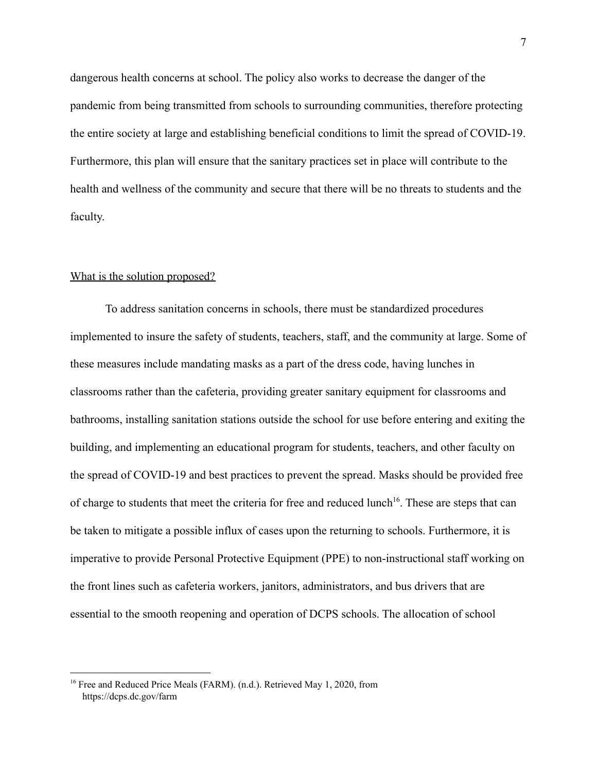dangerous health concerns at school. The policy also works to decrease the danger of the pandemic from being transmitted from schools to surrounding communities, therefore protecting the entire society at large and establishing beneficial conditions to limit the spread of COVID-19. Furthermore, this plan will ensure that the sanitary practices set in place will contribute to the health and wellness of the community and secure that there will be no threats to students and the faculty.

<u>What is the solution proposed?</u>

To address sanitation concerns in schools, there must be standardized procedures implemented to insure the safety of students, teachers, staff, and the community at large. Some of these measures include mandating masks as a part of the dress code, having lunches in classrooms rather than the cafeteria, providing greater sanitary equipment for classrooms and bathrooms, installing sanitation stations outside the school for use before entering and exiting the building, and implementing an educational program for students, teachers, and other faculty on the spread of COVID-19 and best practices to prevent the spread. Masks should be provided free of charge to students that meet the criteria for free and reduced lunch[16]. These are steps that can be taken to mitigate a possible influx of cases upon the returning to schools. Furthermore, it is imperative to provide Personal Protective Equipment (PPE) to non-instructional staff working on the front lines such as cafeteria workers, janitors, administrators, and bus drivers that are essential to the smooth reopening and operation of DCPS schools. The allocation of school

---

[16] Free and Reduced Price Meals (FARM). (n.d.). Retrieved May 1, 2020, from https://dcps.dc.gov/farm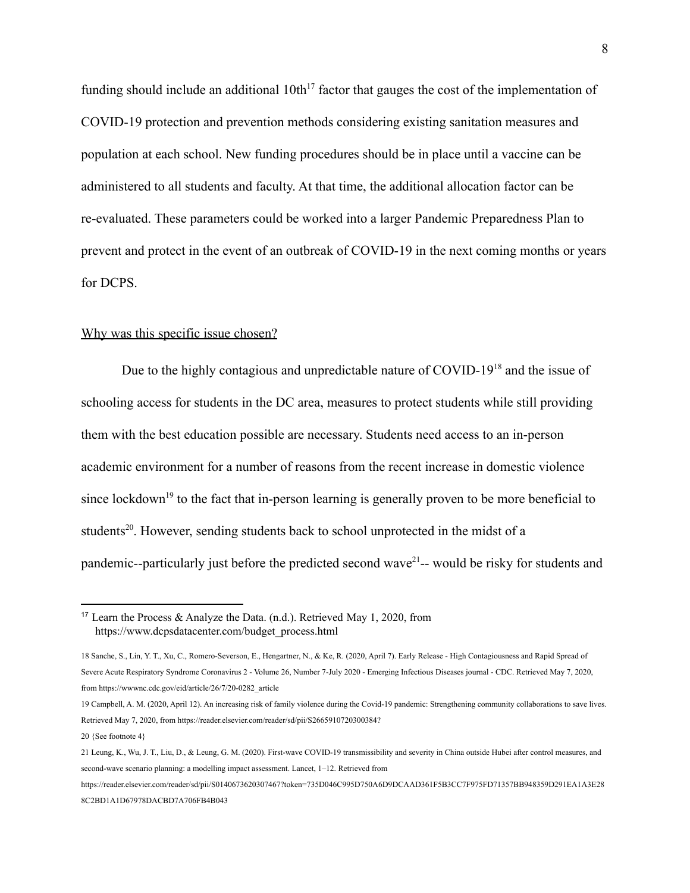funding should include an additional 10th[17] factor that gauges the cost of the implementation of COVID-19 protection and prevention methods considering existing sanitation measures and population at each school. New funding procedures should be in place until a vaccine can be administered to all students and faculty. At that time, the additional allocation factor can be re-evaluated. These parameters could be worked into a larger Pandemic Preparedness Plan to prevent and protect in the event of an outbreak of COVID-19 in the next coming months or years for DCPS.

<u>Why was this specific issue chosen?</u>

Due to the highly contagious and unpredictable nature of COVID-19[18] and the issue of schooling access for students in the DC area, measures to protect students while still providing them with the best education possible are necessary. Students need access to an in-person academic environment for a number of reasons from the recent increase in domestic violence since lockdown[19] to the fact that in-person learning is generally proven to be more beneficial to students[20]. However, sending students back to school unprotected in the midst of a pandemic--particularly just before the predicted second wave[21]-- would be risky for students and

---

[17] Learn the Process & Analyze the Data. (n.d.). Retrieved May 1, 2020, from https://www.dcpsdatacenter.com/budget_process.html

18 Sanche, S., Lin, Y. T., Xu, C., Romero-Severson, E., Hengartner, N., & Ke, R. (2020, April 7). Early Release - High Contagiousness and Rapid Spread of Severe Acute Respiratory Syndrome Coronavirus 2 - Volume 26, Number 7-July 2020 - Emerging Infectious Diseases journal - CDC. Retrieved May 7, 2020, from https://wwwnc.cdc.gov/eid/article/26/7/20-0282_article

19 Campbell, A. M. (2020, April 12). An increasing risk of family violence during the Covid-19 pandemic: Strengthening community collaborations to save lives. Retrieved May 7, 2020, from https://reader.elsevier.com/reader/sd/pii/S2665910720300384?

20 {See footnote 4}

21 Leung, K., Wu, J. T., Liu, D., & Leung, G. M. (2020). First-wave COVID-19 transmissibility and severity in China outside Hubei after control measures, and second-wave scenario planning: a modelling impact assessment. Lancet, 1–12. Retrieved from https://reader.elsevier.com/reader/sd/pii/S0140673620307467?token=735D046C995D750A6D9DCAAD361F5B3CC7F975FD71357BB948359D291EA1A3E288C2BD1A1D67978DACBD7A706FB4B043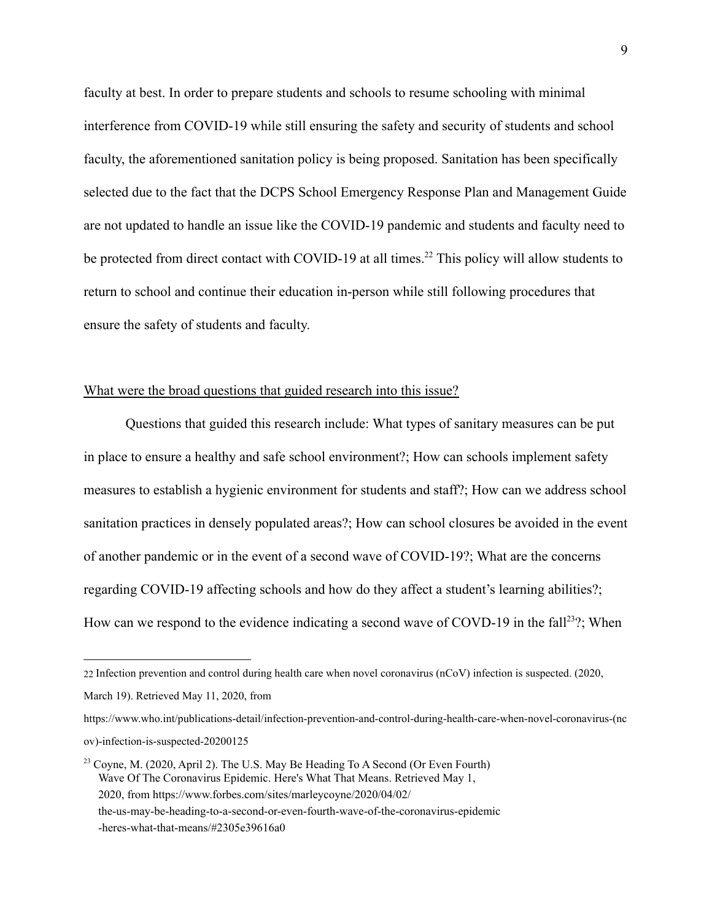faculty at best. In order to prepare students and schools to resume schooling with minimal interference from COVID-19 while still ensuring the safety and security of students and school faculty, the aforementioned sanitation policy is being proposed. Sanitation has been specifically selected due to the fact that the DCPS School Emergency Response Plan and Management Guide are not updated to handle an issue like the COVID-19 pandemic and students and faculty need to be protected from direct contact with COVID-19 at all times.[22] This policy will allow students to return to school and continue their education in-person while still following procedures that ensure the safety of students and faculty.

<u>What were the broad questions that guided research into this issue?</u>

Questions that guided this research include: What types of sanitary measures can be put in place to ensure a healthy and safe school environment?; How can schools implement safety measures to establish a hygienic environment for students and staff?; How can we address school sanitation practices in densely populated areas?; How can school closures be avoided in the event of another pandemic or in the event of a second wave of COVID-19?; What are the concerns regarding COVID-19 affecting schools and how do they affect a student's learning abilities?; How can we respond to the evidence indicating a second wave of COVD-19 in the fall[23]?; When

---

22 Infection prevention and control during health care when novel coronavirus (nCoV) infection is suspected. (2020, March 19). Retrieved May 11, 2020, from https://www.who.int/publications-detail/infection-prevention-and-control-during-health-care-when-novel-coronavirus-(ncov)-infection-is-suspected-20200125

23 Coyne, M. (2020, April 2). The U.S. May Be Heading To A Second (Or Even Fourth) Wave Of The Coronavirus Epidemic. Here's What That Means. Retrieved May 1, 2020, from https://www.forbes.com/sites/marleycoyne/2020/04/02/the-us-may-be-heading-to-a-second-or-even-fourth-wave-of-the-coronavirus-epidemic-heres-what-that-means/#2305e39616a0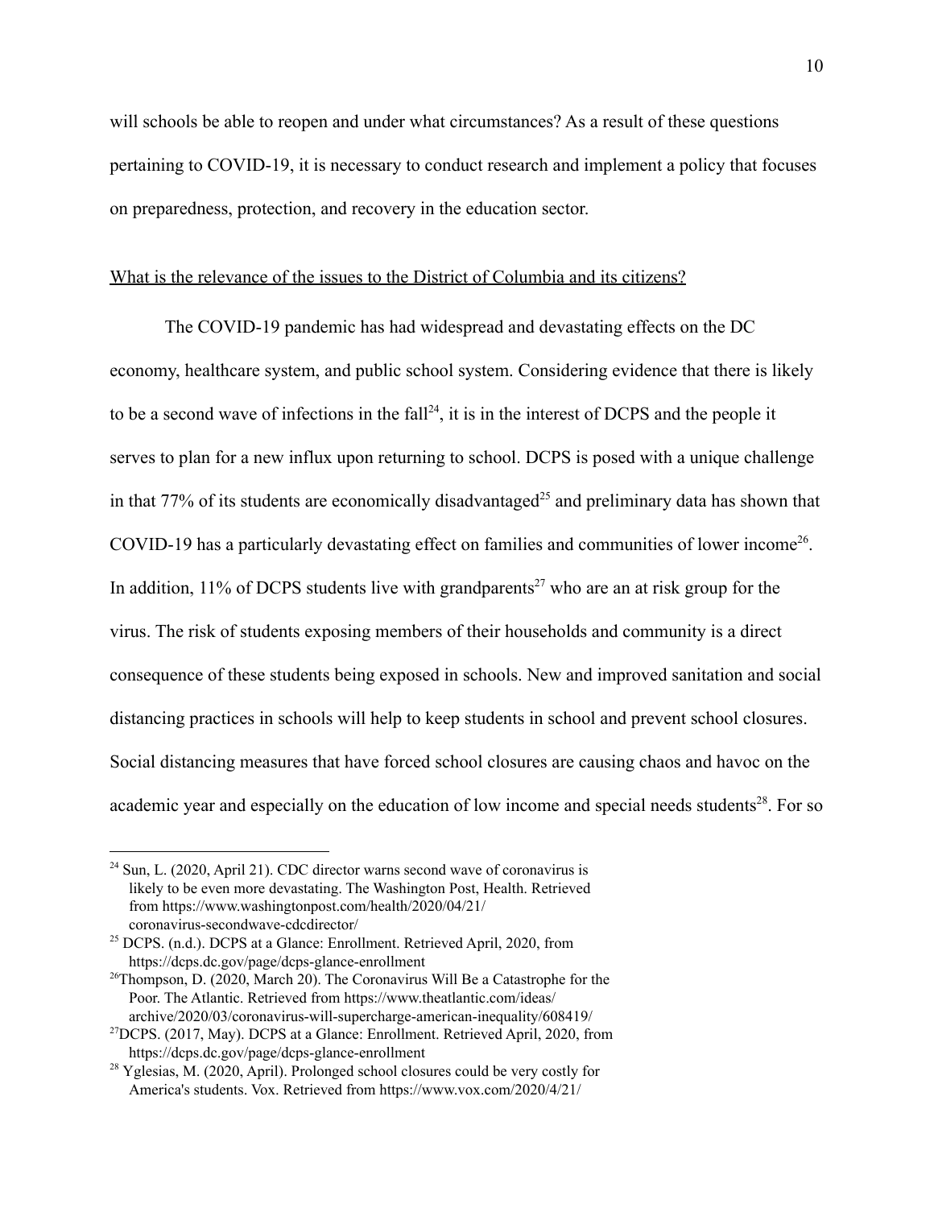will schools be able to reopen and under what circumstances? As a result of these questions pertaining to COVID-19, it is necessary to conduct research and implement a policy that focuses on preparedness, protection, and recovery in the education sector.

<u>What is the relevance of the issues to the District of Columbia and its citizens?</u>

The COVID-19 pandemic has had widespread and devastating effects on the DC economy, healthcare system, and public school system. Considering evidence that there is likely to be a second wave of infections in the fall[24], it is in the interest of DCPS and the people it serves to plan for a new influx upon returning to school. DCPS is posed with a unique challenge in that 77% of its students are economically disadvantaged[25] and preliminary data has shown that COVID-19 has a particularly devastating effect on families and communities of lower income[26]. In addition, 11% of DCPS students live with grandparents[27] who are an at risk group for the virus. The risk of students exposing members of their households and community is a direct consequence of these students being exposed in schools. New and improved sanitation and social distancing practices in schools will help to keep students in school and prevent school closures. Social distancing measures that have forced school closures are causing chaos and havoc on the academic year and especially on the education of low income and special needs students[28]. For so

---

[24] Sun, L. (2020, April 21). CDC director warns second wave of coronavirus is likely to be even more devastating. The Washington Post, Health. Retrieved from https://www.washingtonpost.com/health/2020/04/21/coronavirus-secondwave-cdcdirector/

[25] DCPS. (n.d.). DCPS at a Glance: Enrollment. Retrieved April, 2020, from https://dcps.dc.gov/page/dcps-glance-enrollment

[26] Thompson, D. (2020, March 20). The Coronavirus Will Be a Catastrophe for the Poor. The Atlantic. Retrieved from https://www.theatlantic.com/ideas/archive/2020/03/coronavirus-will-supercharge-american-inequality/608419/

[27] DCPS. (2017, May). DCPS at a Glance: Enrollment. Retrieved April, 2020, from https://dcps.dc.gov/page/dcps-glance-enrollment

[28] Yglesias, M. (2020, April). Prolonged school closures could be very costly for America's students. Vox. Retrieved from https://www.vox.com/2020/4/21/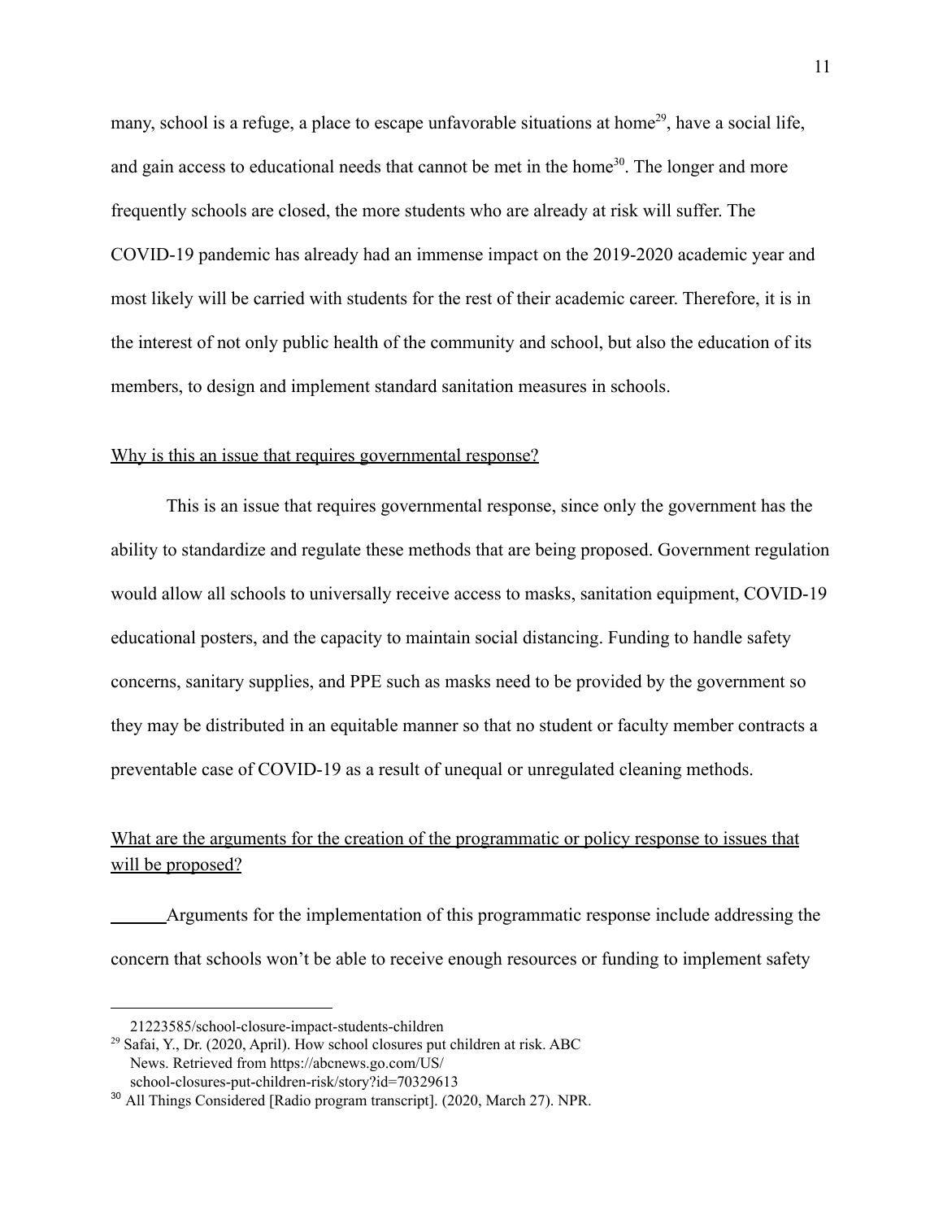many, school is a refuge, a place to escape unfavorable situations at home[29], have a social life, and gain access to educational needs that cannot be met in the home[30]. The longer and more frequently schools are closed, the more students who are already at risk will suffer. The COVID-19 pandemic has already had an immense impact on the 2019-2020 academic year and most likely will be carried with students for the rest of their academic career. Therefore, it is in the interest of not only public health of the community and school, but also the education of its members, to design and implement standard sanitation measures in schools.

<u>Why is this an issue that requires governmental response?</u>

This is an issue that requires governmental response, since only the government has the ability to standardize and regulate these methods that are being proposed. Government regulation would allow all schools to universally receive access to masks, sanitation equipment, COVID-19 educational posters, and the capacity to maintain social distancing. Funding to handle safety concerns, sanitary supplies, and PPE such as masks need to be provided by the government so they may be distributed in an equitable manner so that no student or faculty member contracts a preventable case of COVID-19 as a result of unequal or unregulated cleaning methods.

<u>What are the arguments for the creation of the programmatic or policy response to issues that will be proposed?</u>

Arguments for the implementation of this programmatic response include addressing the concern that schools won't be able to receive enough resources or funding to implement safety

---

21223585/school-closure-impact-students-children

[29] Safai, Y., Dr. (2020, April). How school closures put children at risk. ABC News. Retrieved from https://abcnews.go.com/US/school-closures-put-children-risk/story?id=70329613

[30] All Things Considered [Radio program transcript]. (2020, March 27). NPR.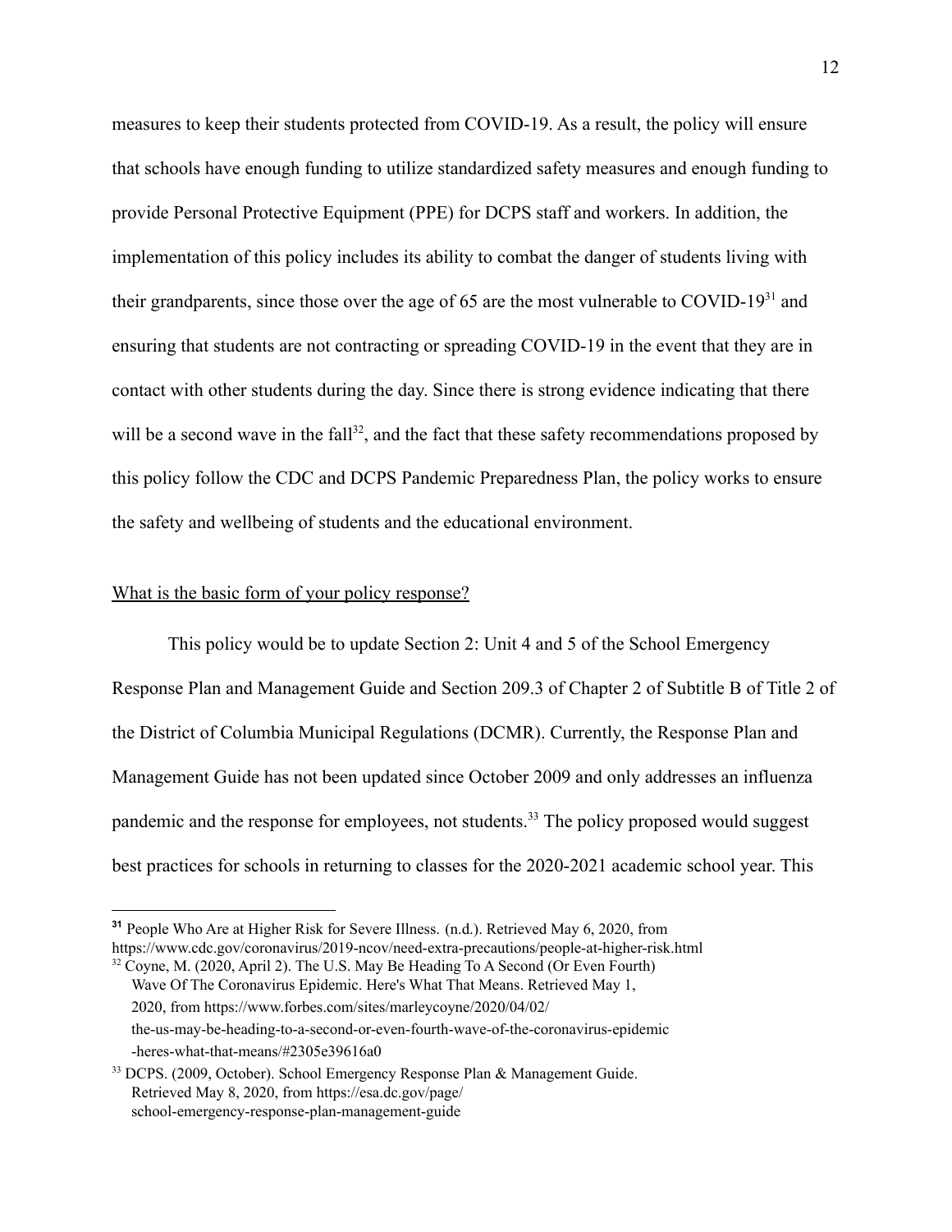measures to keep their students protected from COVID-19. As a result, the policy will ensure that schools have enough funding to utilize standardized safety measures and enough funding to provide Personal Protective Equipment (PPE) for DCPS staff and workers. In addition, the implementation of this policy includes its ability to combat the danger of students living with their grandparents, since those over the age of 65 are the most vulnerable to COVID-19[31] and ensuring that students are not contracting or spreading COVID-19 in the event that they are in contact with other students during the day. Since there is strong evidence indicating that there will be a second wave in the fall[32], and the fact that these safety recommendations proposed by this policy follow the CDC and DCPS Pandemic Preparedness Plan, the policy works to ensure the safety and wellbeing of students and the educational environment.

What is the basic form of your policy response?

This policy would be to update Section 2: Unit 4 and 5 of the School Emergency Response Plan and Management Guide and Section 209.3 of Chapter 2 of Subtitle B of Title 2 of the District of Columbia Municipal Regulations (DCMR). Currently, the Response Plan and Management Guide has not been updated since October 2009 and only addresses an influenza pandemic and the response for employees, not students.[33] The policy proposed would suggest best practices for schools in returning to classes for the 2020-2021 academic school year. This

---

[31] People Who Are at Higher Risk for Severe Illness. (n.d.). Retrieved May 6, 2020, from https://www.cdc.gov/coronavirus/2019-ncov/need-extra-precautions/people-at-higher-risk.html

[32] Coyne, M. (2020, April 2). The U.S. May Be Heading To A Second (Or Even Fourth) Wave Of The Coronavirus Epidemic. Here's What That Means. Retrieved May 1, 2020, from https://www.forbes.com/sites/marleycoyne/2020/04/02/the-us-may-be-heading-to-a-second-or-even-fourth-wave-of-the-coronavirus-epidemic-heres-what-that-means/#2305e39616a0

[33] DCPS. (2009, October). School Emergency Response Plan & Management Guide. Retrieved May 8, 2020, from https://esa.dc.gov/page/school-emergency-response-plan-management-guide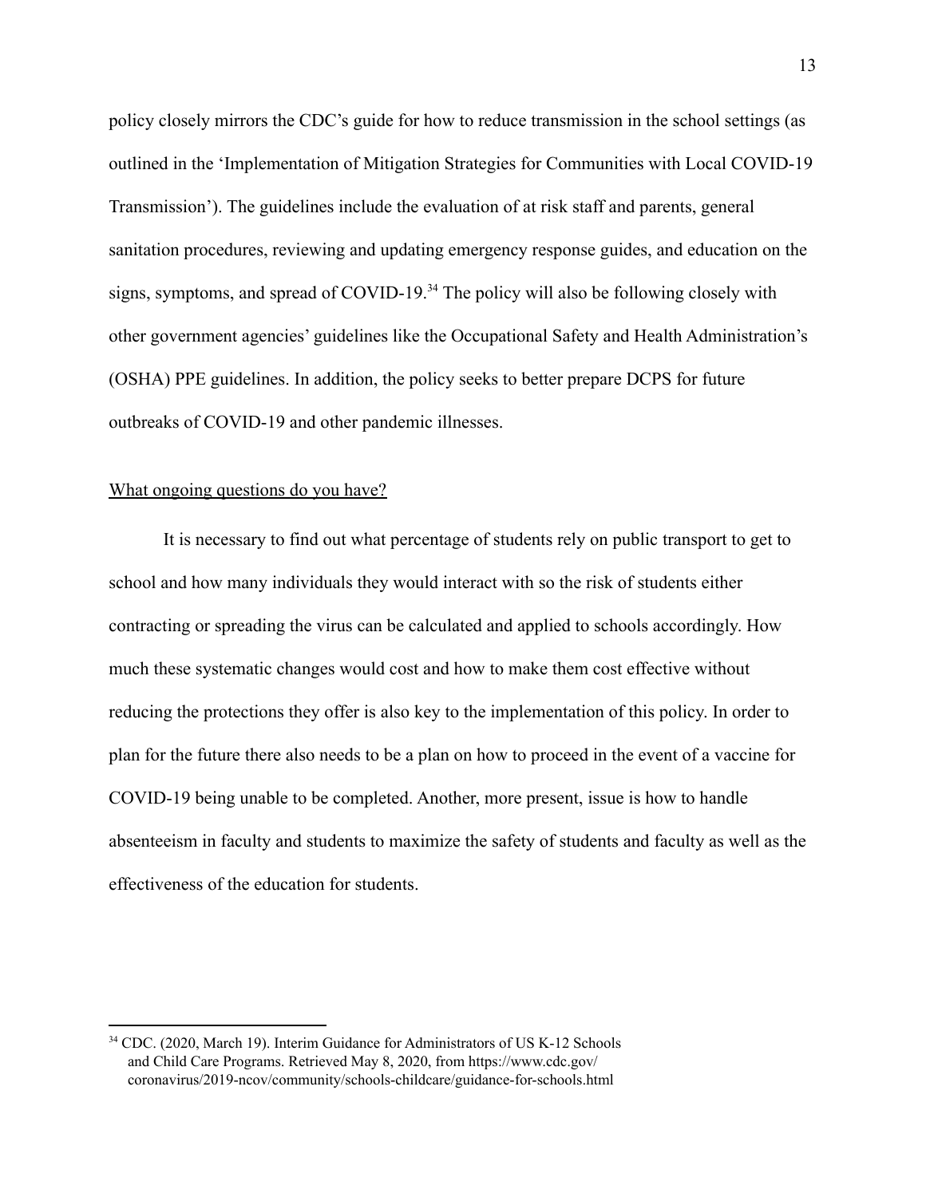policy closely mirrors the CDC's guide for how to reduce transmission in the school settings (as outlined in the 'Implementation of Mitigation Strategies for Communities with Local COVID-19 Transmission'). The guidelines include the evaluation of at risk staff and parents, general sanitation procedures, reviewing and updating emergency response guides, and education on the signs, symptoms, and spread of COVID-19.[34] The policy will also be following closely with other government agencies' guidelines like the Occupational Safety and Health Administration's (OSHA) PPE guidelines. In addition, the policy seeks to better prepare DCPS for future outbreaks of COVID-19 and other pandemic illnesses.

<u>What ongoing questions do you have?</u>

It is necessary to find out what percentage of students rely on public transport to get to school and how many individuals they would interact with so the risk of students either contracting or spreading the virus can be calculated and applied to schools accordingly. How much these systematic changes would cost and how to make them cost effective without reducing the protections they offer is also key to the implementation of this policy. In order to plan for the future there also needs to be a plan on how to proceed in the event of a vaccine for COVID-19 being unable to be completed. Another, more present, issue is how to handle absenteeism in faculty and students to maximize the safety of students and faculty as well as the effectiveness of the education for students.

---

[34] CDC. (2020, March 19). Interim Guidance for Administrators of US K-12 Schools and Child Care Programs. Retrieved May 8, 2020, from https://www.cdc.gov/coronavirus/2019-ncov/community/schools-childcare/guidance-for-schools.html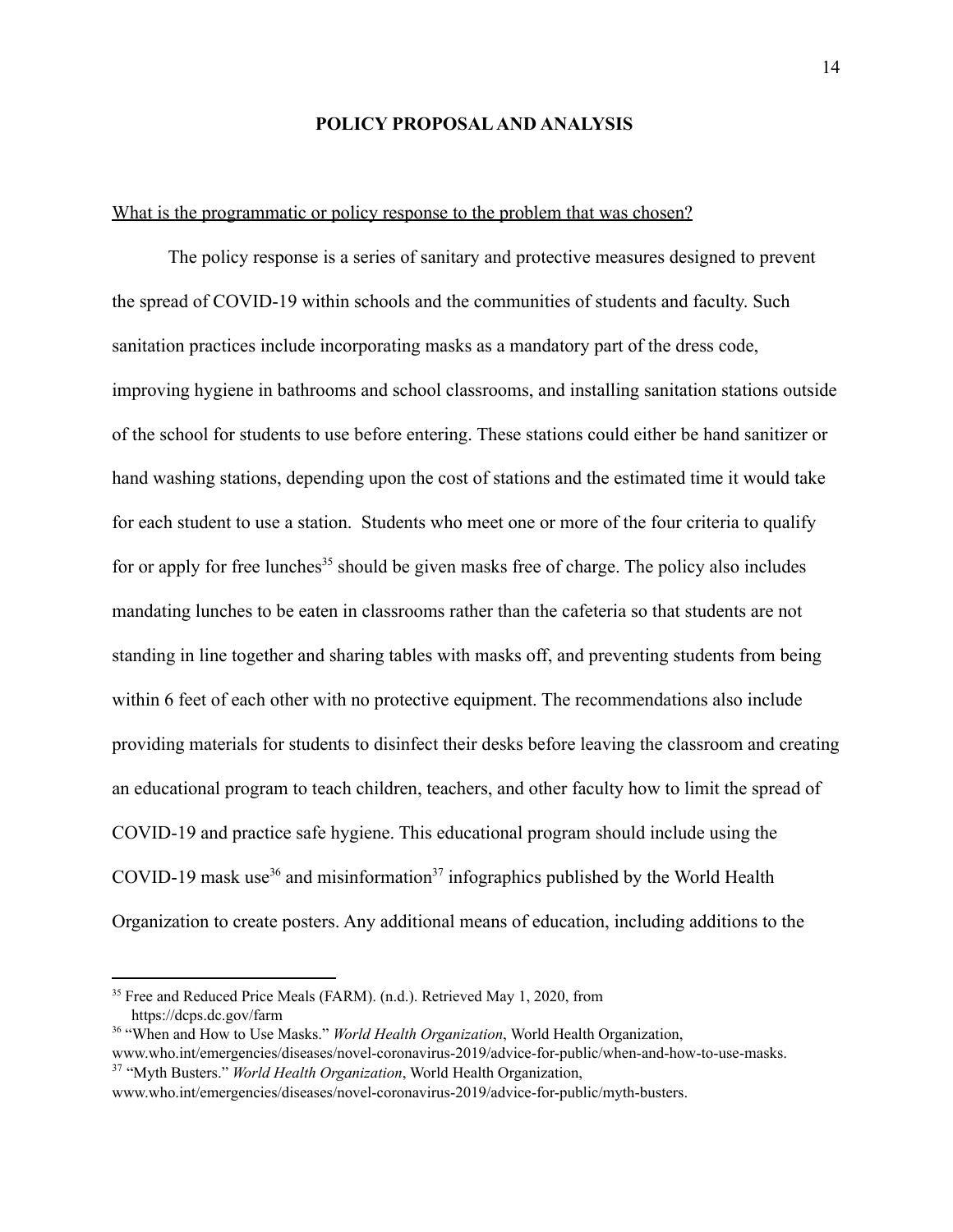## POLICY PROPOSAL AND ANALYSIS

What is the programmatic or policy response to the problem that was chosen?

The policy response is a series of sanitary and protective measures designed to prevent the spread of COVID-19 within schools and the communities of students and faculty. Such sanitation practices include incorporating masks as a mandatory part of the dress code, improving hygiene in bathrooms and school classrooms, and installing sanitation stations outside of the school for students to use before entering. These stations could either be hand sanitizer or hand washing stations, depending upon the cost of stations and the estimated time it would take for each student to use a station. Students who meet one or more of the four criteria to qualify for or apply for free lunches[35] should be given masks free of charge. The policy also includes mandating lunches to be eaten in classrooms rather than the cafeteria so that students are not standing in line together and sharing tables with masks off, and preventing students from being within 6 feet of each other with no protective equipment. The recommendations also include providing materials for students to disinfect their desks before leaving the classroom and creating an educational program to teach children, teachers, and other faculty how to limit the spread of COVID-19 and practice safe hygiene. This educational program should include using the COVID-19 mask use[36] and misinformation[37] infographics published by the World Health Organization to create posters. Any additional means of education, including additions to the

[35] Free and Reduced Price Meals (FARM). (n.d.). Retrieved May 1, 2020, from https://dcps.dc.gov/farm

[36] "When and How to Use Masks." *World Health Organization*, World Health Organization, www.who.int/emergencies/diseases/novel-coronavirus-2019/advice-for-public/when-and-how-to-use-masks.

[37] "Myth Busters." *World Health Organization*, World Health Organization, www.who.int/emergencies/diseases/novel-coronavirus-2019/advice-for-public/myth-busters.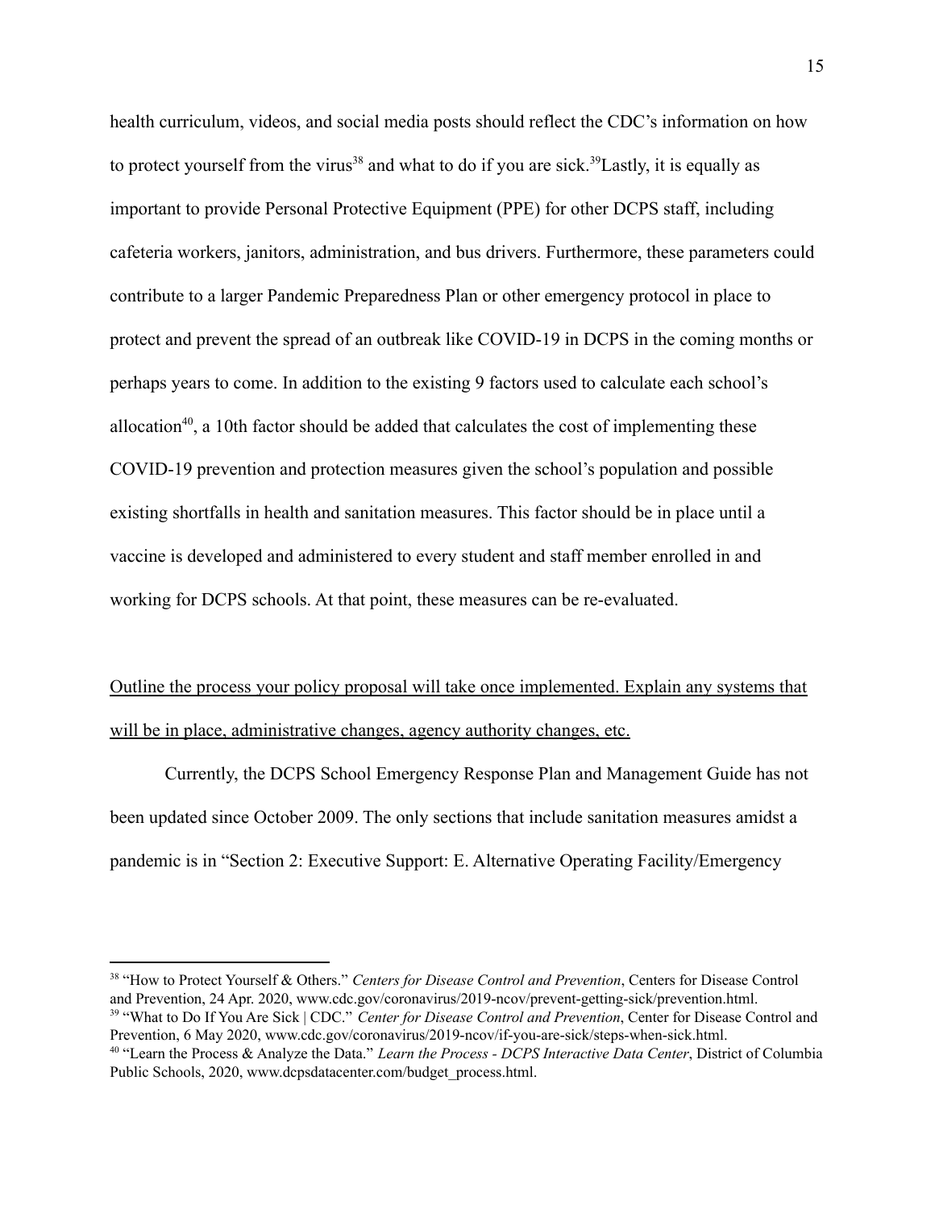health curriculum, videos, and social media posts should reflect the CDC's information on how to protect yourself from the virus[38] and what to do if you are sick.[39]Lastly, it is equally as important to provide Personal Protective Equipment (PPE) for other DCPS staff, including cafeteria workers, janitors, administration, and bus drivers. Furthermore, these parameters could contribute to a larger Pandemic Preparedness Plan or other emergency protocol in place to protect and prevent the spread of an outbreak like COVID-19 in DCPS in the coming months or perhaps years to come. In addition to the existing 9 factors used to calculate each school's allocation[40], a 10th factor should be added that calculates the cost of implementing these COVID-19 prevention and protection measures given the school's population and possible existing shortfalls in health and sanitation measures. This factor should be in place until a vaccine is developed and administered to every student and staff member enrolled in and working for DCPS schools. At that point, these measures can be re-evaluated.

<u>Outline the process your policy proposal will take once implemented. Explain any systems that will be in place, administrative changes, agency authority changes, etc.</u>

Currently, the DCPS School Emergency Response Plan and Management Guide has not been updated since October 2009. The only sections that include sanitation measures amidst a pandemic is in "Section 2: Executive Support: E. Alternative Operating Facility/Emergency

---

[38] "How to Protect Yourself & Others." *Centers for Disease Control and Prevention*, Centers for Disease Control and Prevention, 24 Apr. 2020, www.cdc.gov/coronavirus/2019-ncov/prevent-getting-sick/prevention.html.

[39] "What to Do If You Are Sick | CDC." *Center for Disease Control and Prevention*, Center for Disease Control and Prevention, 6 May 2020, www.cdc.gov/coronavirus/2019-ncov/if-you-are-sick/steps-when-sick.html.

[40] "Learn the Process & Analyze the Data." *Learn the Process - DCPS Interactive Data Center*, District of Columbia Public Schools, 2020, www.dcpsdatacenter.com/budget_process.html.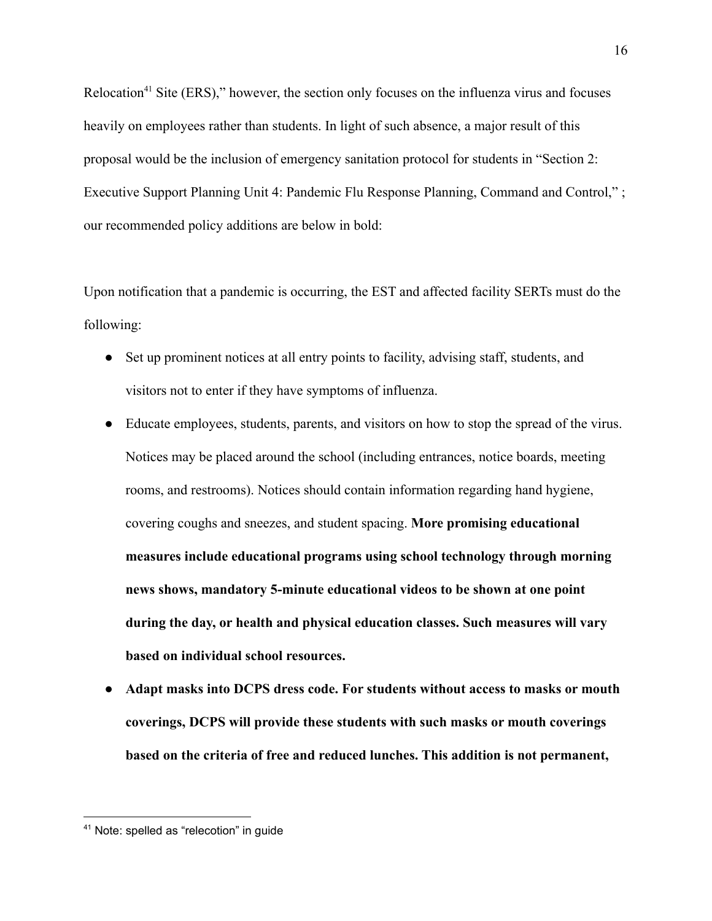Relocation[41] Site (ERS)," however, the section only focuses on the influenza virus and focuses heavily on employees rather than students. In light of such absence, a major result of this proposal would be the inclusion of emergency sanitation protocol for students in "Section 2: Executive Support Planning Unit 4: Pandemic Flu Response Planning, Command and Control," ; our recommended policy additions are below in bold:

Upon notification that a pandemic is occurring, the EST and affected facility SERTs must do the following:

- Set up prominent notices at all entry points to facility, advising staff, students, and visitors not to enter if they have symptoms of influenza.
- Educate employees, students, parents, and visitors on how to stop the spread of the virus. Notices may be placed around the school (including entrances, notice boards, meeting rooms, and restrooms). Notices should contain information regarding hand hygiene, covering coughs and sneezes, and student spacing. **More promising educational measures include educational programs using school technology through morning news shows, mandatory 5-minute educational videos to be shown at one point during the day, or health and physical education classes. Such measures will vary based on individual school resources.**
- **Adapt masks into DCPS dress code. For students without access to masks or mouth coverings, DCPS will provide these students with such masks or mouth coverings based on the criteria of free and reduced lunches. This addition is not permanent,**

[41] Note: spelled as "relecotion" in guide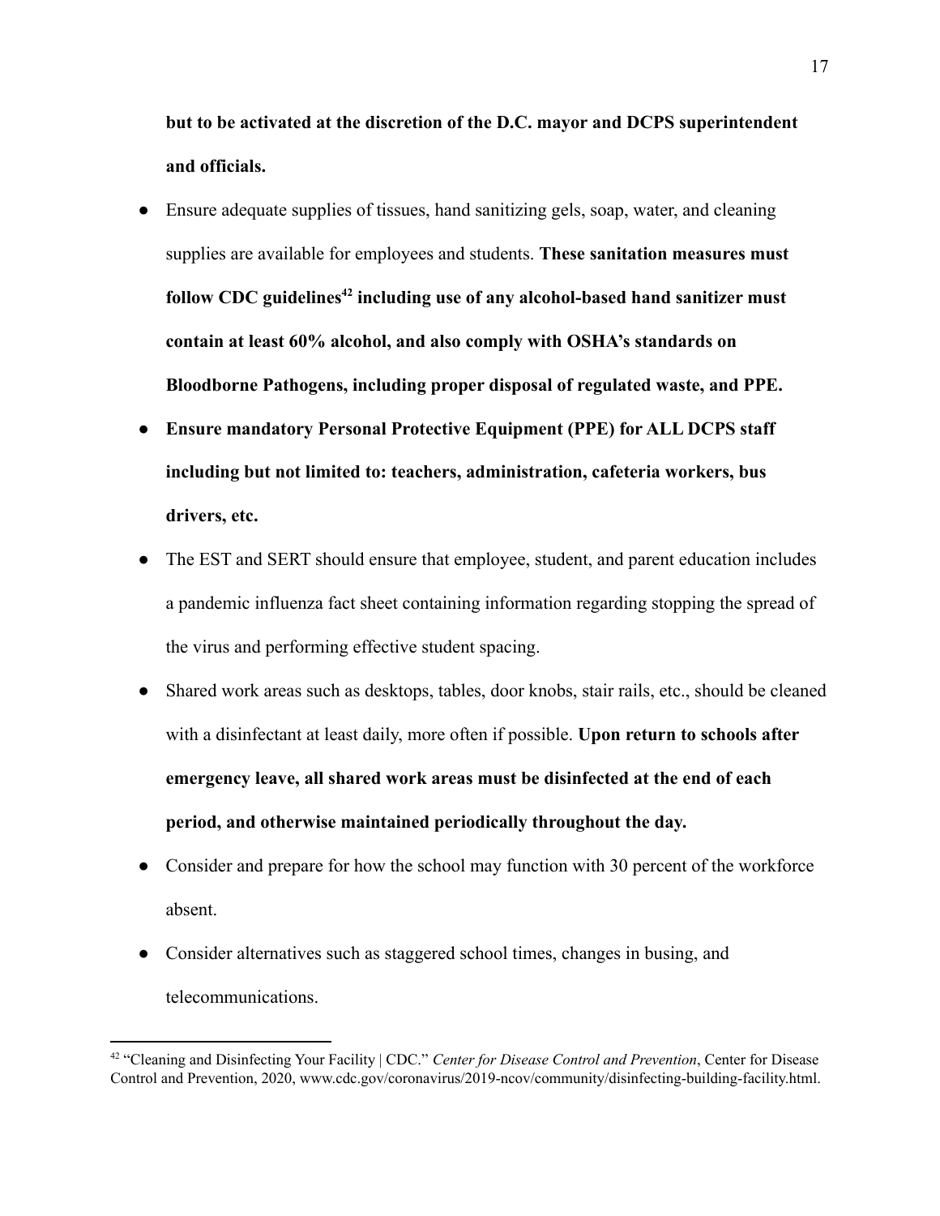**but to be activated at the discretion of the D.C. mayor and DCPS superintendent and officials.**

- Ensure adequate supplies of tissues, hand sanitizing gels, soap, water, and cleaning supplies are available for employees and students. **These sanitation measures must follow CDC guidelines[42] including use of any alcohol-based hand sanitizer must contain at least 60% alcohol, and also comply with OSHA's standards on Bloodborne Pathogens, including proper disposal of regulated waste, and PPE.**
- **Ensure mandatory Personal Protective Equipment (PPE) for ALL DCPS staff including but not limited to: teachers, administration, cafeteria workers, bus drivers, etc.**
- The EST and SERT should ensure that employee, student, and parent education includes a pandemic influenza fact sheet containing information regarding stopping the spread of the virus and performing effective student spacing.
- Shared work areas such as desktops, tables, door knobs, stair rails, etc., should be cleaned with a disinfectant at least daily, more often if possible. **Upon return to schools after emergency leave, all shared work areas must be disinfected at the end of each period, and otherwise maintained periodically throughout the day.**
- Consider and prepare for how the school may function with 30 percent of the workforce absent.
- Consider alternatives such as staggered school times, changes in busing, and telecommunications.

[42] "Cleaning and Disinfecting Your Facility | CDC." *Center for Disease Control and Prevention*, Center for Disease Control and Prevention, 2020, www.cdc.gov/coronavirus/2019-ncov/community/disinfecting-building-facility.html.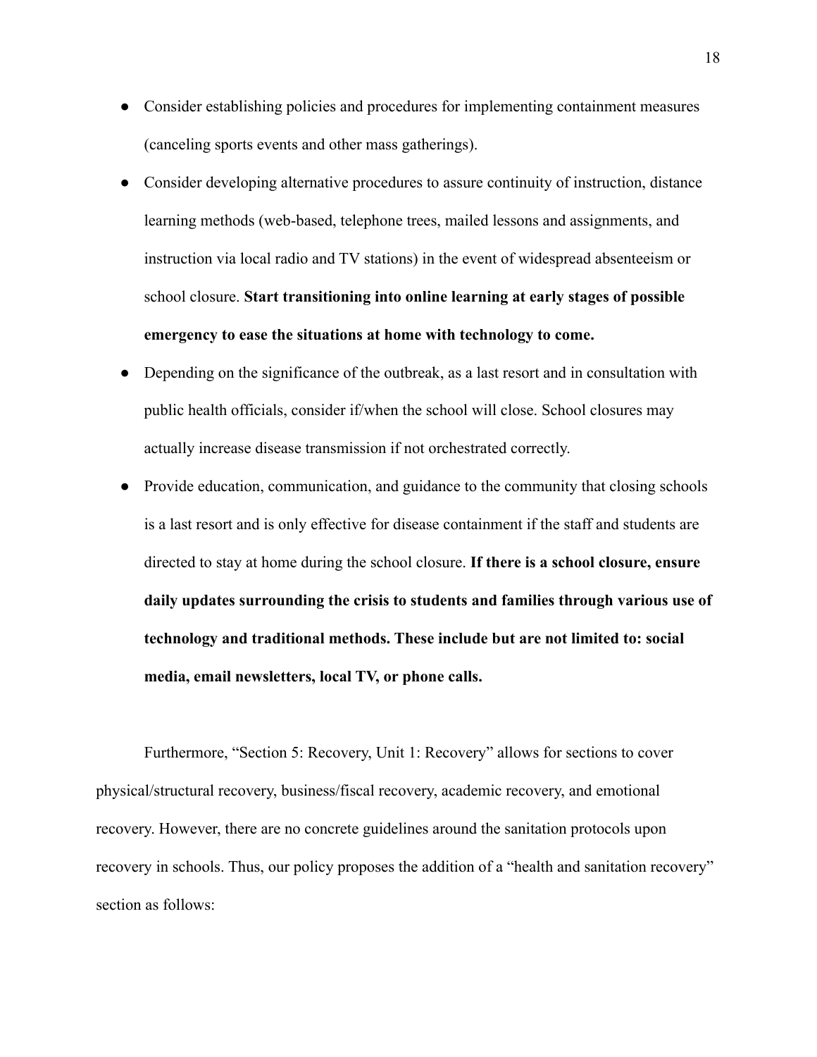- Consider establishing policies and procedures for implementing containment measures (canceling sports events and other mass gatherings).
- Consider developing alternative procedures to assure continuity of instruction, distance learning methods (web-based, telephone trees, mailed lessons and assignments, and instruction via local radio and TV stations) in the event of widespread absenteeism or school closure. **Start transitioning into online learning at early stages of possible emergency to ease the situations at home with technology to come.**
- Depending on the significance of the outbreak, as a last resort and in consultation with public health officials, consider if/when the school will close. School closures may actually increase disease transmission if not orchestrated correctly.
- Provide education, communication, and guidance to the community that closing schools is a last resort and is only effective for disease containment if the staff and students are directed to stay at home during the school closure. **If there is a school closure, ensure daily updates surrounding the crisis to students and families through various use of technology and traditional methods. These include but are not limited to: social media, email newsletters, local TV, or phone calls.**

Furthermore, "Section 5: Recovery, Unit 1: Recovery" allows for sections to cover physical/structural recovery, business/fiscal recovery, academic recovery, and emotional recovery. However, there are no concrete guidelines around the sanitation protocols upon recovery in schools. Thus, our policy proposes the addition of a "health and sanitation recovery" section as follows: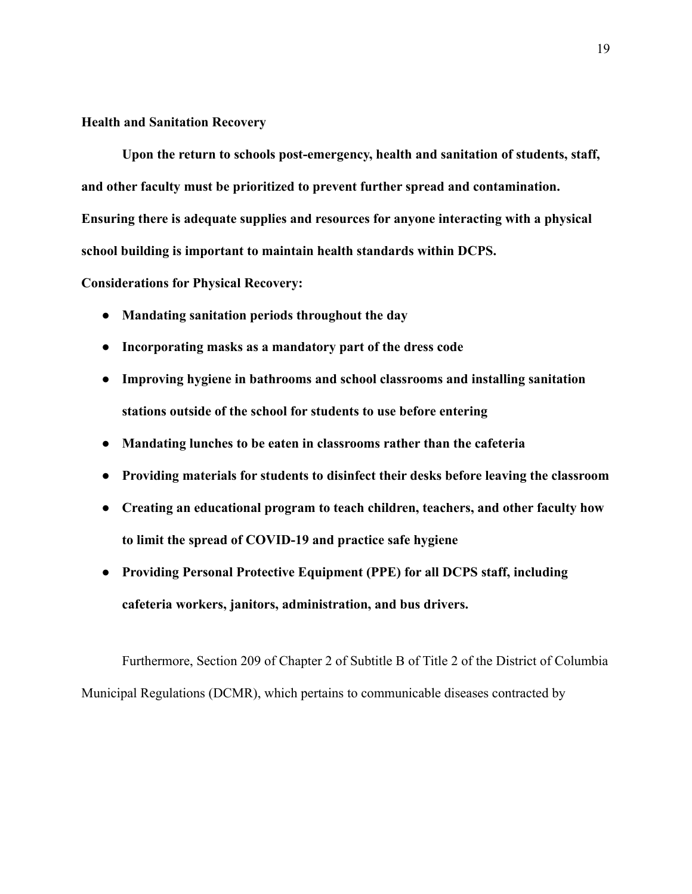### Health and Sanitation Recovery

**Upon the return to schools post-emergency, health and sanitation of students, staff, and other faculty must be prioritized to prevent further spread and contamination. Ensuring there is adequate supplies and resources for anyone interacting with a physical school building is important to maintain health standards within DCPS.**

**Considerations for Physical Recovery:**

- **Mandating sanitation periods throughout the day**
- **Incorporating masks as a mandatory part of the dress code**
- **Improving hygiene in bathrooms and school classrooms and installing sanitation stations outside of the school for students to use before entering**
- **Mandating lunches to be eaten in classrooms rather than the cafeteria**
- **Providing materials for students to disinfect their desks before leaving the classroom**
- **Creating an educational program to teach children, teachers, and other faculty how to limit the spread of COVID-19 and practice safe hygiene**
- **Providing Personal Protective Equipment (PPE) for all DCPS staff, including cafeteria workers, janitors, administration, and bus drivers.**

Furthermore, Section 209 of Chapter 2 of Subtitle B of Title 2 of the District of Columbia Municipal Regulations (DCMR), which pertains to communicable diseases contracted by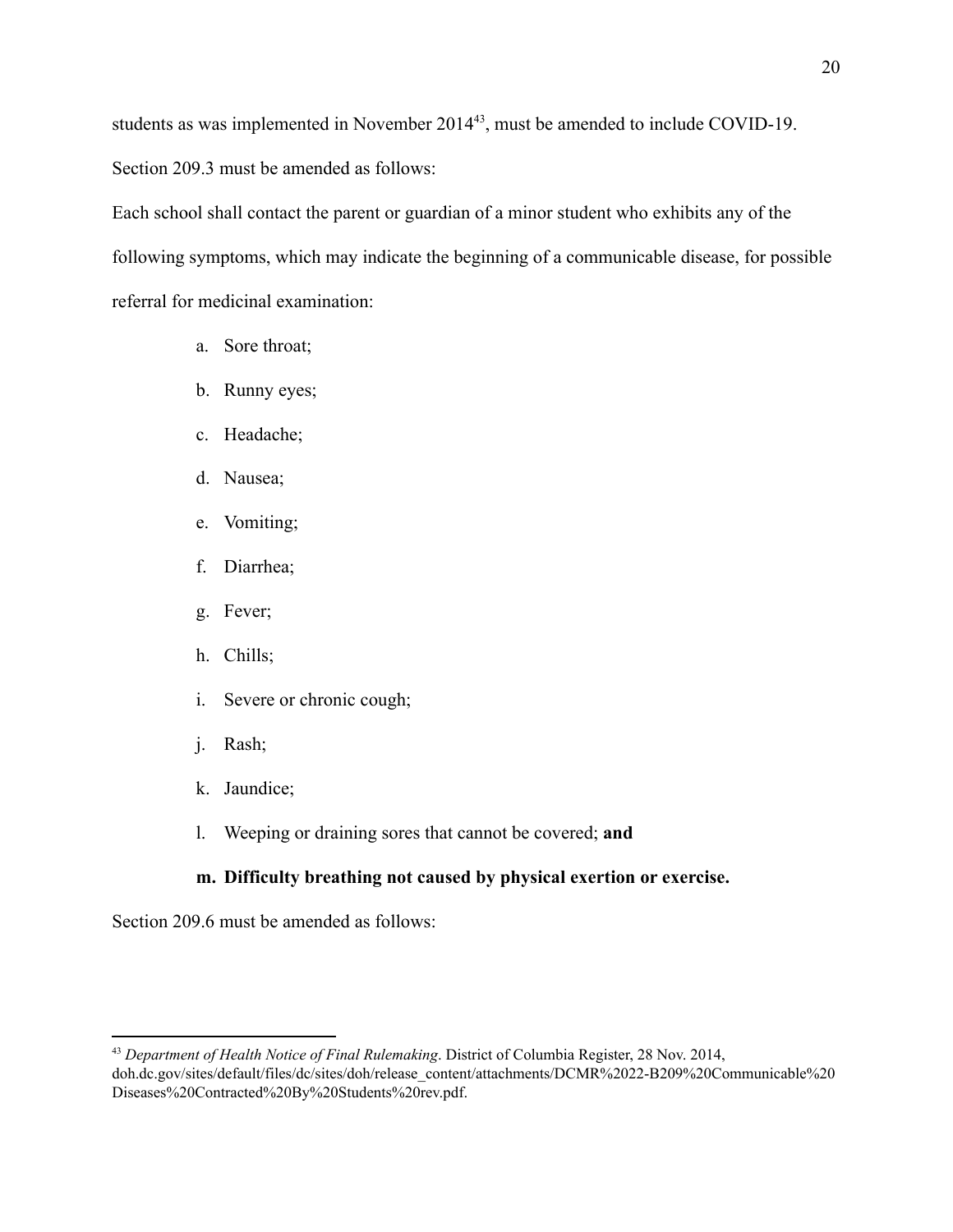students as was implemented in November 2014[43], must be amended to include COVID-19.

Section 209.3 must be amended as follows:

Each school shall contact the parent or guardian of a minor student who exhibits any of the following symptoms, which may indicate the beginning of a communicable disease, for possible referral for medicinal examination:

a. Sore throat;
b. Runny eyes;
c. Headache;
d. Nausea;
e. Vomiting;
f. Diarrhea;
g. Fever;
h. Chills;
i. Severe or chronic cough;
j. Rash;
k. Jaundice;
l. Weeping or draining sores that cannot be covered; **and**
**m. Difficulty breathing not caused by physical exertion or exercise.**

Section 209.6 must be amended as follows:

---

[43] *Department of Health Notice of Final Rulemaking*. District of Columbia Register, 28 Nov. 2014, doh.dc.gov/sites/default/files/dc/sites/doh/release_content/attachments/DCMR%2022-B209%20Communicable%20Diseases%20Contracted%20By%20Students%20rev.pdf.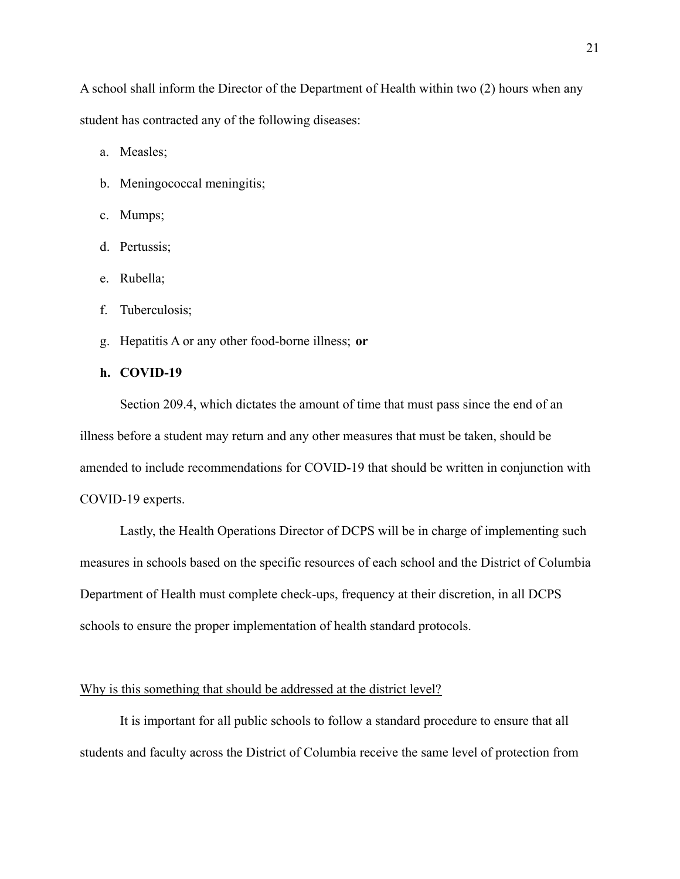A school shall inform the Director of the Department of Health within two (2) hours when any student has contracted any of the following diseases:

a. Measles;
b. Meningococcal meningitis;
c. Mumps;
d. Pertussis;
e. Rubella;
f. Tuberculosis;
g. Hepatitis A or any other food-borne illness; **or**
h. **COVID-19**

Section 209.4, which dictates the amount of time that must pass since the end of an illness before a student may return and any other measures that must be taken, should be amended to include recommendations for COVID-19 that should be written in conjunction with COVID-19 experts.

Lastly, the Health Operations Director of DCPS will be in charge of implementing such measures in schools based on the specific resources of each school and the District of Columbia Department of Health must complete check-ups, frequency at their discretion, in all DCPS schools to ensure the proper implementation of health standard protocols.

<u>Why is this something that should be addressed at the district level?</u>

It is important for all public schools to follow a standard procedure to ensure that all students and faculty across the District of Columbia receive the same level of protection from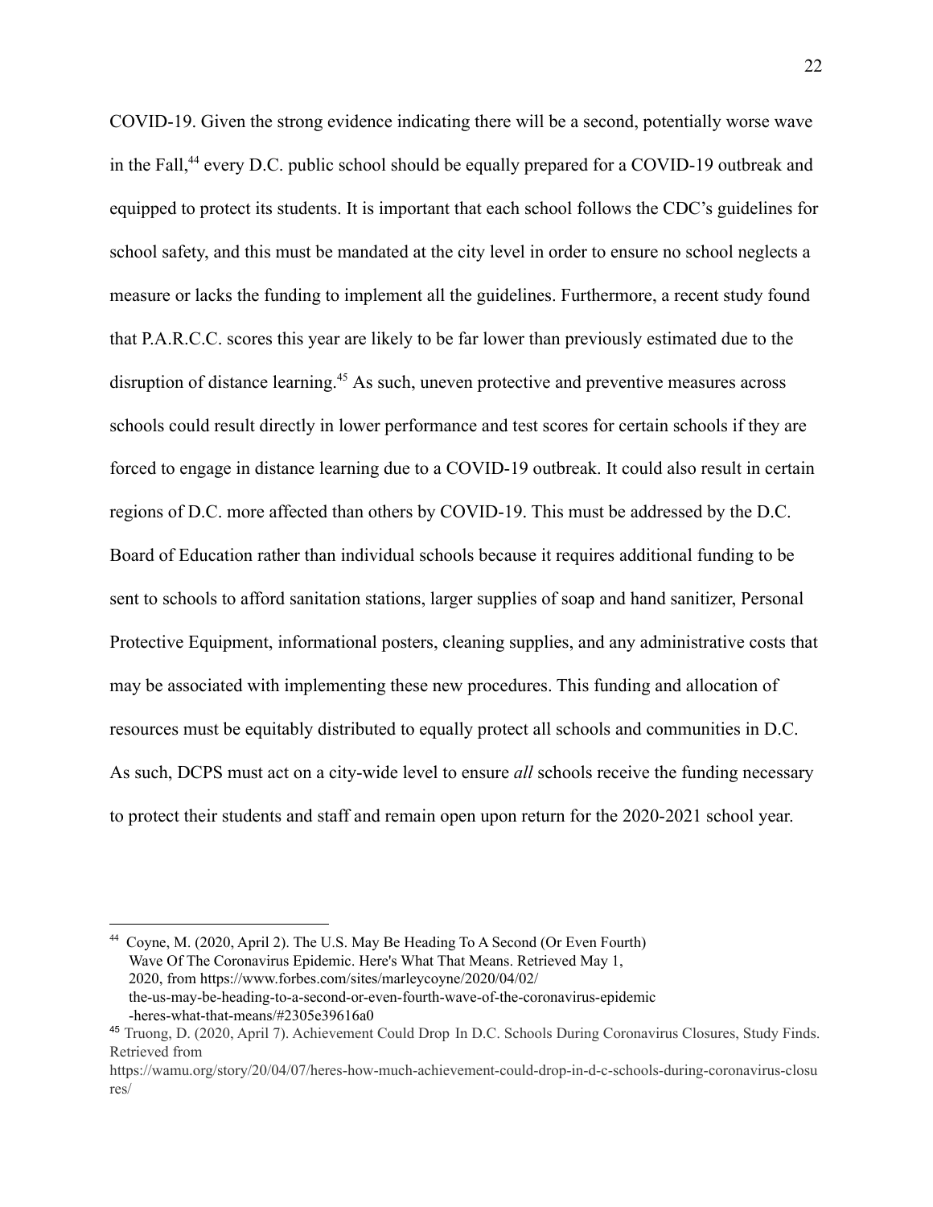COVID-19. Given the strong evidence indicating there will be a second, potentially worse wave in the Fall,[44] every D.C. public school should be equally prepared for a COVID-19 outbreak and equipped to protect its students. It is important that each school follows the CDC's guidelines for school safety, and this must be mandated at the city level in order to ensure no school neglects a measure or lacks the funding to implement all the guidelines. Furthermore, a recent study found that P.A.R.C.C. scores this year are likely to be far lower than previously estimated due to the disruption of distance learning.[45] As such, uneven protective and preventive measures across schools could result directly in lower performance and test scores for certain schools if they are forced to engage in distance learning due to a COVID-19 outbreak. It could also result in certain regions of D.C. more affected than others by COVID-19. This must be addressed by the D.C. Board of Education rather than individual schools because it requires additional funding to be sent to schools to afford sanitation stations, larger supplies of soap and hand sanitizer, Personal Protective Equipment, informational posters, cleaning supplies, and any administrative costs that may be associated with implementing these new procedures. This funding and allocation of resources must be equitably distributed to equally protect all schools and communities in D.C. As such, DCPS must act on a city-wide level to ensure *all* schools receive the funding necessary to protect their students and staff and remain open upon return for the 2020-2021 school year.

---

[44] Coyne, M. (2020, April 2). The U.S. May Be Heading To A Second (Or Even Fourth) Wave Of The Coronavirus Epidemic. Here's What That Means. Retrieved May 1, 2020, from https://www.forbes.com/sites/marleycoyne/2020/04/02/the-us-may-be-heading-to-a-second-or-even-fourth-wave-of-the-coronavirus-epidemic-heres-what-that-means/#2305e39616a0

[45] Truong, D. (2020, April 7). Achievement Could Drop In D.C. Schools During Coronavirus Closures, Study Finds. Retrieved from https://wamu.org/story/20/04/07/heres-how-much-achievement-could-drop-in-d-c-schools-during-coronavirus-closures/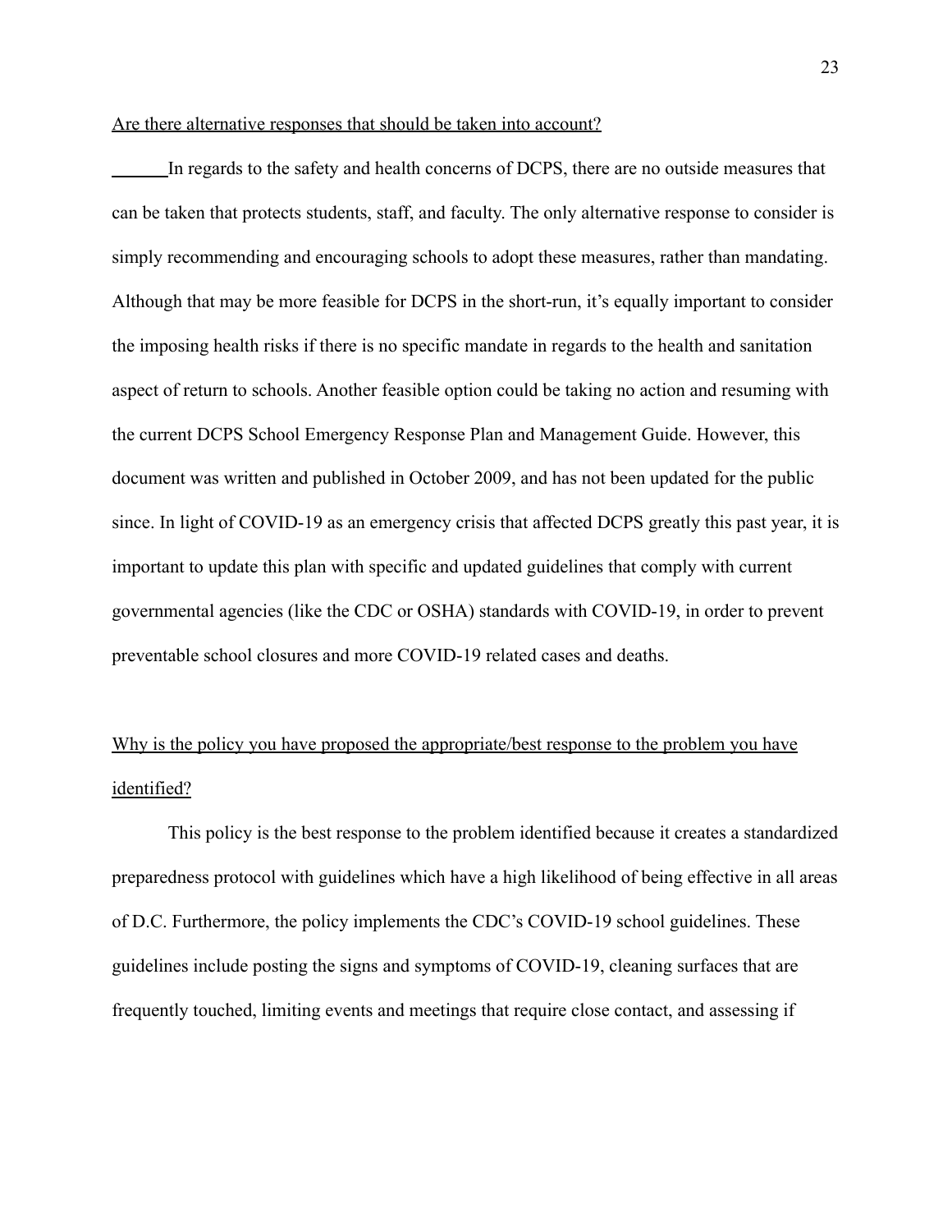<u>Are there alternative responses that should be taken into account?</u>

In regards to the safety and health concerns of DCPS, there are no outside measures that can be taken that protects students, staff, and faculty. The only alternative response to consider is simply recommending and encouraging schools to adopt these measures, rather than mandating. Although that may be more feasible for DCPS in the short-run, it's equally important to consider the imposing health risks if there is no specific mandate in regards to the health and sanitation aspect of return to schools. Another feasible option could be taking no action and resuming with the current DCPS School Emergency Response Plan and Management Guide. However, this document was written and published in October 2009, and has not been updated for the public since. In light of COVID-19 as an emergency crisis that affected DCPS greatly this past year, it is important to update this plan with specific and updated guidelines that comply with current governmental agencies (like the CDC or OSHA) standards with COVID-19, in order to prevent preventable school closures and more COVID-19 related cases and deaths.

<u>Why is the policy you have proposed the appropriate/best response to the problem you have identified?</u>

This policy is the best response to the problem identified because it creates a standardized preparedness protocol with guidelines which have a high likelihood of being effective in all areas of D.C. Furthermore, the policy implements the CDC's COVID-19 school guidelines. These guidelines include posting the signs and symptoms of COVID-19, cleaning surfaces that are frequently touched, limiting events and meetings that require close contact, and assessing if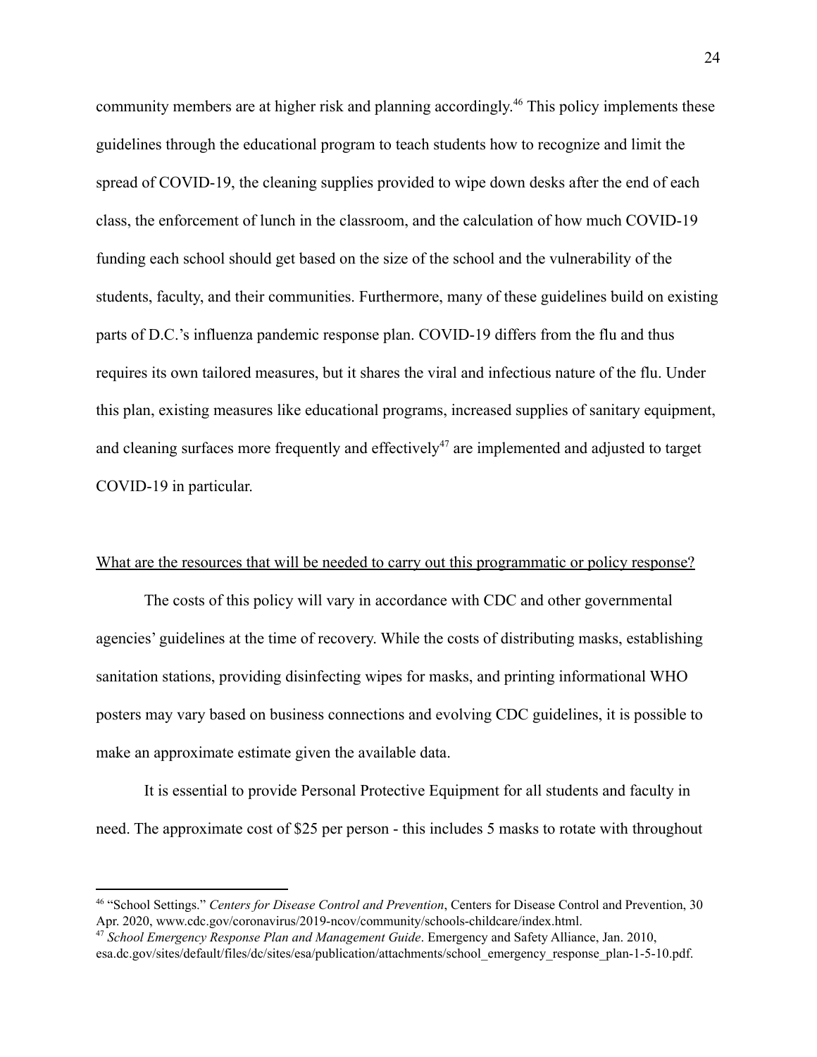community members are at higher risk and planning accordingly.[46] This policy implements these guidelines through the educational program to teach students how to recognize and limit the spread of COVID-19, the cleaning supplies provided to wipe down desks after the end of each class, the enforcement of lunch in the classroom, and the calculation of how much COVID-19 funding each school should get based on the size of the school and the vulnerability of the students, faculty, and their communities. Furthermore, many of these guidelines build on existing parts of D.C.'s influenza pandemic response plan. COVID-19 differs from the flu and thus requires its own tailored measures, but it shares the viral and infectious nature of the flu. Under this plan, existing measures like educational programs, increased supplies of sanitary equipment, and cleaning surfaces more frequently and effectively[47] are implemented and adjusted to target COVID-19 in particular.

<u>What are the resources that will be needed to carry out this programmatic or policy response?</u>

The costs of this policy will vary in accordance with CDC and other governmental agencies' guidelines at the time of recovery. While the costs of distributing masks, establishing sanitation stations, providing disinfecting wipes for masks, and printing informational WHO posters may vary based on business connections and evolving CDC guidelines, it is possible to make an approximate estimate given the available data.

It is essential to provide Personal Protective Equipment for all students and faculty in need. The approximate cost of $25 per person - this includes 5 masks to rotate with throughout

---

[46] "School Settings." *Centers for Disease Control and Prevention*, Centers for Disease Control and Prevention, 30 Apr. 2020, www.cdc.gov/coronavirus/2019-ncov/community/schools-childcare/index.html.

[47] *School Emergency Response Plan and Management Guide*. Emergency and Safety Alliance, Jan. 2010, esa.dc.gov/sites/default/files/dc/sites/esa/publication/attachments/school_emergency_response_plan-1-5-10.pdf.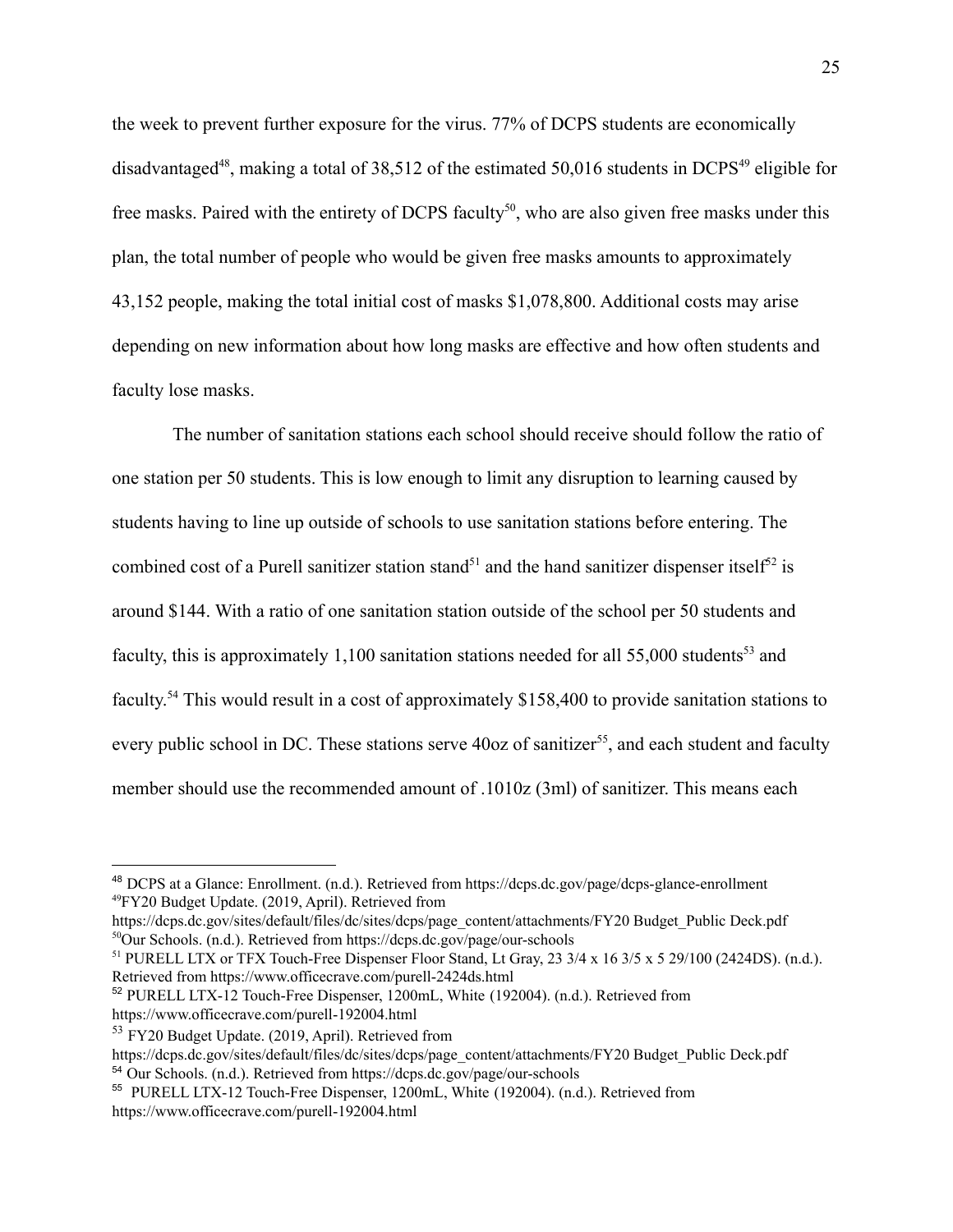the week to prevent further exposure for the virus. 77% of DCPS students are economically disadvantaged[48], making a total of 38,512 of the estimated 50,016 students in DCPS[49] eligible for free masks. Paired with the entirety of DCPS faculty[50], who are also given free masks under this plan, the total number of people who would be given free masks amounts to approximately 43,152 people, making the total initial cost of masks $1,078,800. Additional costs may arise depending on new information about how long masks are effective and how often students and faculty lose masks.

The number of sanitation stations each school should receive should follow the ratio of one station per 50 students. This is low enough to limit any disruption to learning caused by students having to line up outside of schools to use sanitation stations before entering. The combined cost of a Purell sanitizer station stand[51] and the hand sanitizer dispenser itself[52] is around $144. With a ratio of one sanitation station outside of the school per 50 students and faculty, this is approximately 1,100 sanitation stations needed for all 55,000 students[53] and faculty.[54] This would result in a cost of approximately $158,400 to provide sanitation stations to every public school in DC. These stations serve 40oz of sanitizer[55], and each student and faculty member should use the recommended amount of .1010z (3ml) of sanitizer. This means each

---

[48] DCPS at a Glance: Enrollment. (n.d.). Retrieved from https://dcps.dc.gov/page/dcps-glance-enrollment

[49] FY20 Budget Update. (2019, April). Retrieved from https://dcps.dc.gov/sites/default/files/dc/sites/dcps/page_content/attachments/FY20 Budget_Public Deck.pdf

[50] Our Schools. (n.d.). Retrieved from https://dcps.dc.gov/page/our-schools

[51] PURELL LTX or TFX Touch-Free Dispenser Floor Stand, Lt Gray, 23 3/4 x 16 3/5 x 5 29/100 (2424DS). (n.d.). Retrieved from https://www.officecrave.com/purell-2424ds.html

[52] PURELL LTX-12 Touch-Free Dispenser, 1200mL, White (192004). (n.d.). Retrieved from https://www.officecrave.com/purell-192004.html

[53] FY20 Budget Update. (2019, April). Retrieved from https://dcps.dc.gov/sites/default/files/dc/sites/dcps/page_content/attachments/FY20 Budget_Public Deck.pdf

[54] Our Schools. (n.d.). Retrieved from https://dcps.dc.gov/page/our-schools

[55] PURELL LTX-12 Touch-Free Dispenser, 1200mL, White (192004). (n.d.). Retrieved from https://www.officecrave.com/purell-192004.html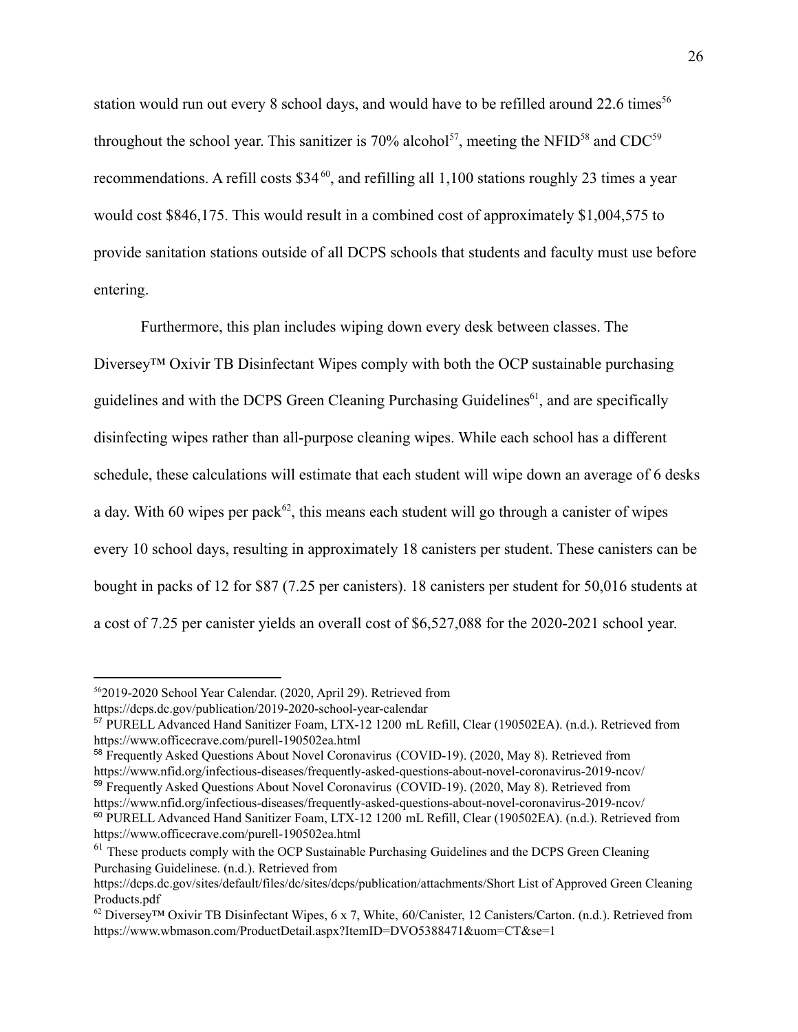station would run out every 8 school days, and would have to be refilled around 22.6 times[56] throughout the school year. This sanitizer is 70% alcohol[57], meeting the NFID[58] and CDC[59] recommendations. A refill costs $34[60], and refilling all 1,100 stations roughly 23 times a year would cost $846,175. This would result in a combined cost of approximately $1,004,575 to provide sanitation stations outside of all DCPS schools that students and faculty must use before entering.

Furthermore, this plan includes wiping down every desk between classes. The Diversey™ Oxivir TB Disinfectant Wipes comply with both the OCP sustainable purchasing guidelines and with the DCPS Green Cleaning Purchasing Guidelines[61], and are specifically disinfecting wipes rather than all-purpose cleaning wipes. While each school has a different schedule, these calculations will estimate that each student will wipe down an average of 6 desks a day. With 60 wipes per pack[62], this means each student will go through a canister of wipes every 10 school days, resulting in approximately 18 canisters per student. These canisters can be bought in packs of 12 for $87 (7.25 per canisters). 18 canisters per student for 50,016 students at a cost of 7.25 per canister yields an overall cost of $6,527,088 for the 2020-2021 school year.

---

[56] 2019-2020 School Year Calendar. (2020, April 29). Retrieved from https://dcps.dc.gov/publication/2019-2020-school-year-calendar

[57] PURELL Advanced Hand Sanitizer Foam, LTX-12 1200 mL Refill, Clear (190502EA). (n.d.). Retrieved from https://www.officecrave.com/purell-190502ea.html

[58] Frequently Asked Questions About Novel Coronavirus (COVID-19). (2020, May 8). Retrieved from https://www.nfid.org/infectious-diseases/frequently-asked-questions-about-novel-coronavirus-2019-ncov/

[59] Frequently Asked Questions About Novel Coronavirus (COVID-19). (2020, May 8). Retrieved from https://www.nfid.org/infectious-diseases/frequently-asked-questions-about-novel-coronavirus-2019-ncov/

[60] PURELL Advanced Hand Sanitizer Foam, LTX-12 1200 mL Refill, Clear (190502EA). (n.d.). Retrieved from https://www.officecrave.com/purell-190502ea.html

[61] These products comply with the OCP Sustainable Purchasing Guidelines and the DCPS Green Cleaning Purchasing Guidelinese. (n.d.). Retrieved from https://dcps.dc.gov/sites/default/files/dc/sites/dcps/publication/attachments/Short List of Approved Green Cleaning Products.pdf

[62] Diversey™ Oxivir TB Disinfectant Wipes, 6 x 7, White, 60/Canister, 12 Canisters/Carton. (n.d.). Retrieved from https://www.wbmason.com/ProductDetail.aspx?ItemID=DVO5388471&uom=CT&se=1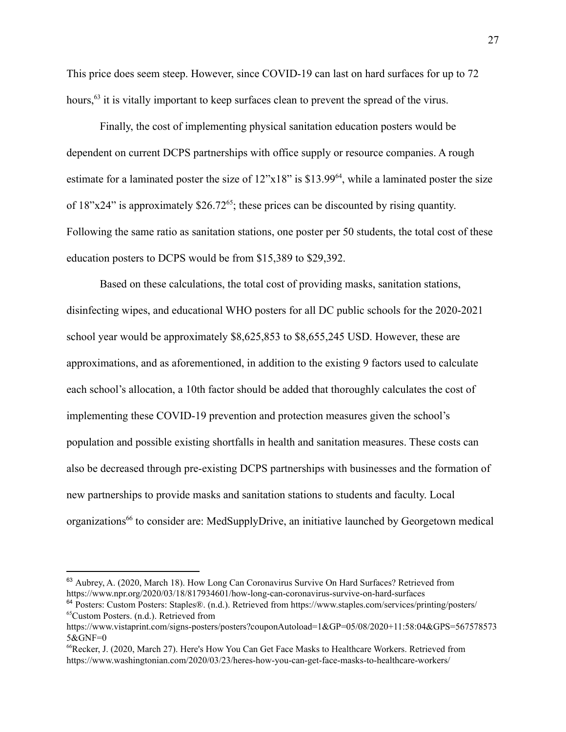This price does seem steep. However, since COVID-19 can last on hard surfaces for up to 72 hours,[63] it is vitally important to keep surfaces clean to prevent the spread of the virus.

Finally, the cost of implementing physical sanitation education posters would be dependent on current DCPS partnerships with office supply or resource companies. A rough estimate for a laminated poster the size of 12"x18" is $13.99[64], while a laminated poster the size of 18"x24" is approximately $26.72[65]; these prices can be discounted by rising quantity. Following the same ratio as sanitation stations, one poster per 50 students, the total cost of these education posters to DCPS would be from $15,389 to $29,392.

Based on these calculations, the total cost of providing masks, sanitation stations, disinfecting wipes, and educational WHO posters for all DC public schools for the 2020-2021 school year would be approximately $8,625,853 to $8,655,245 USD. However, these are approximations, and as aforementioned, in addition to the existing 9 factors used to calculate each school's allocation, a 10th factor should be added that thoroughly calculates the cost of implementing these COVID-19 prevention and protection measures given the school's population and possible existing shortfalls in health and sanitation measures. These costs can also be decreased through pre-existing DCPS partnerships with businesses and the formation of new partnerships to provide masks and sanitation stations to students and faculty. Local organizations[66] to consider are: MedSupplyDrive, an initiative launched by Georgetown medical

---

[63] Aubrey, A. (2020, March 18). How Long Can Coronavirus Survive On Hard Surfaces? Retrieved from https://www.npr.org/2020/03/18/817934601/how-long-can-coronavirus-survive-on-hard-surfaces

[64] Posters: Custom Posters: Staples®. (n.d.). Retrieved from https://www.staples.com/services/printing/posters/

[65] Custom Posters. (n.d.). Retrieved from https://www.vistaprint.com/signs-posters/posters?couponAutoload=1&GP=05/08/2020+11:58:04&GPS=5675785735&GNF=0

[66] Recker, J. (2020, March 27). Here's How You Can Get Face Masks to Healthcare Workers. Retrieved from https://www.washingtonian.com/2020/03/23/heres-how-you-can-get-face-masks-to-healthcare-workers/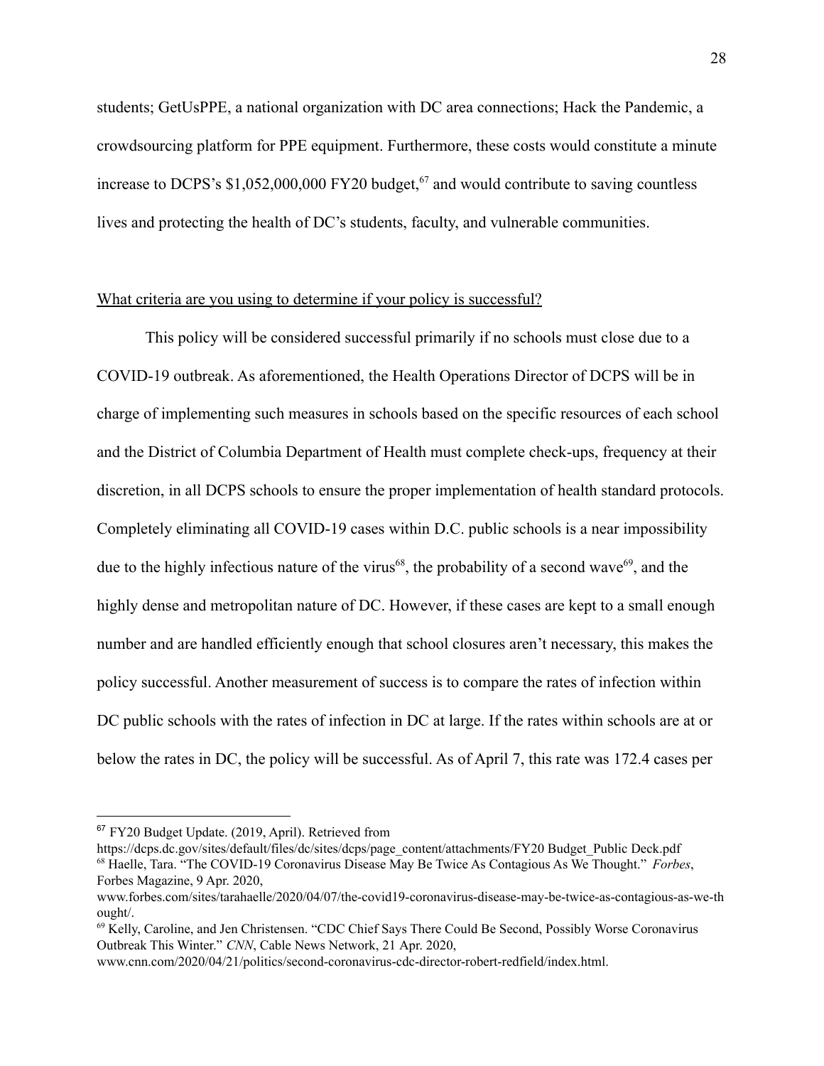students; GetUsPPE, a national organization with DC area connections; Hack the Pandemic, a crowdsourcing platform for PPE equipment. Furthermore, these costs would constitute a minute increase to DCPS's $1,052,000,000 FY20 budget,[67] and would contribute to saving countless lives and protecting the health of DC's students, faculty, and vulnerable communities.

<u>What criteria are you using to determine if your policy is successful?</u>

This policy will be considered successful primarily if no schools must close due to a COVID-19 outbreak. As aforementioned, the Health Operations Director of DCPS will be in charge of implementing such measures in schools based on the specific resources of each school and the District of Columbia Department of Health must complete check-ups, frequency at their discretion, in all DCPS schools to ensure the proper implementation of health standard protocols. Completely eliminating all COVID-19 cases within D.C. public schools is a near impossibility due to the highly infectious nature of the virus[68], the probability of a second wave[69], and the highly dense and metropolitan nature of DC. However, if these cases are kept to a small enough number and are handled efficiently enough that school closures aren't necessary, this makes the policy successful. Another measurement of success is to compare the rates of infection within DC public schools with the rates of infection in DC at large. If the rates within schools are at or below the rates in DC, the policy will be successful. As of April 7, this rate was 172.4 cases per

---

[67] FY20 Budget Update. (2019, April). Retrieved from https://dcps.dc.gov/sites/default/files/dc/sites/dcps/page_content/attachments/FY20 Budget_Public Deck.pdf

[68] Haelle, Tara. "The COVID-19 Coronavirus Disease May Be Twice As Contagious As We Thought." *Forbes*, Forbes Magazine, 9 Apr. 2020, www.forbes.com/sites/tarahaelle/2020/04/07/the-covid19-coronavirus-disease-may-be-twice-as-contagious-as-we-thought/.

[69] Kelly, Caroline, and Jen Christensen. "CDC Chief Says There Could Be Second, Possibly Worse Coronavirus Outbreak This Winter." *CNN*, Cable News Network, 21 Apr. 2020, www.cnn.com/2020/04/21/politics/second-coronavirus-cdc-director-robert-redfield/index.html.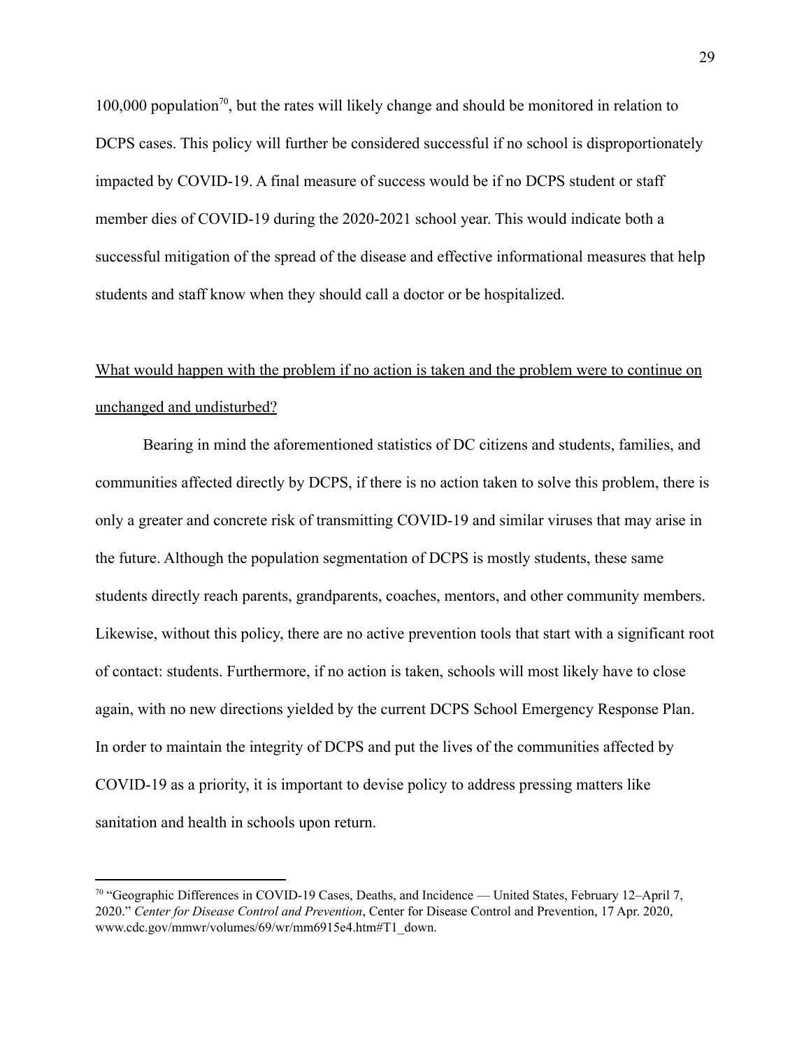100,000 population[70], but the rates will likely change and should be monitored in relation to DCPS cases. This policy will further be considered successful if no school is disproportionately impacted by COVID-19. A final measure of success would be if no DCPS student or staff member dies of COVID-19 during the 2020-2021 school year. This would indicate both a successful mitigation of the spread of the disease and effective informational measures that help students and staff know when they should call a doctor or be hospitalized.

<u>What would happen with the problem if no action is taken and the problem were to continue on unchanged and undisturbed?</u>

Bearing in mind the aforementioned statistics of DC citizens and students, families, and communities affected directly by DCPS, if there is no action taken to solve this problem, there is only a greater and concrete risk of transmitting COVID-19 and similar viruses that may arise in the future. Although the population segmentation of DCPS is mostly students, these same students directly reach parents, grandparents, coaches, mentors, and other community members. Likewise, without this policy, there are no active prevention tools that start with a significant root of contact: students. Furthermore, if no action is taken, schools will most likely have to close again, with no new directions yielded by the current DCPS School Emergency Response Plan. In order to maintain the integrity of DCPS and put the lives of the communities affected by COVID-19 as a priority, it is important to devise policy to address pressing matters like sanitation and health in schools upon return.

---

[70] "Geographic Differences in COVID-19 Cases, Deaths, and Incidence — United States, February 12–April 7, 2020." *Center for Disease Control and Prevention*, Center for Disease Control and Prevention, 17 Apr. 2020, www.cdc.gov/mmwr/volumes/69/wr/mm6915e4.htm#T1_down.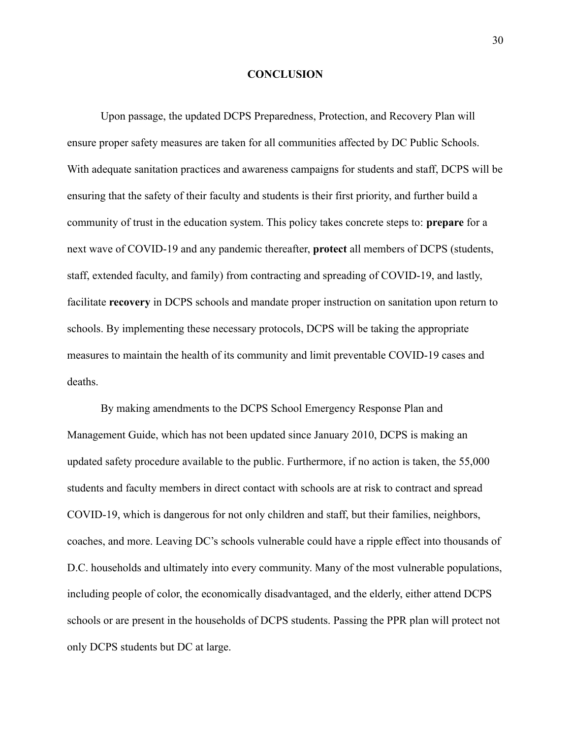# CONCLUSION

Upon passage, the updated DCPS Preparedness, Protection, and Recovery Plan will ensure proper safety measures are taken for all communities affected by DC Public Schools. With adequate sanitation practices and awareness campaigns for students and staff, DCPS will be ensuring that the safety of their faculty and students is their first priority, and further build a community of trust in the education system. This policy takes concrete steps to: **prepare** for a next wave of COVID-19 and any pandemic thereafter, **protect** all members of DCPS (students, staff, extended faculty, and family) from contracting and spreading of COVID-19, and lastly, facilitate **recovery** in DCPS schools and mandate proper instruction on sanitation upon return to schools. By implementing these necessary protocols, DCPS will be taking the appropriate measures to maintain the health of its community and limit preventable COVID-19 cases and deaths.

By making amendments to the DCPS School Emergency Response Plan and Management Guide, which has not been updated since January 2010, DCPS is making an updated safety procedure available to the public. Furthermore, if no action is taken, the 55,000 students and faculty members in direct contact with schools are at risk to contract and spread COVID-19, which is dangerous for not only children and staff, but their families, neighbors, coaches, and more. Leaving DC's schools vulnerable could have a ripple effect into thousands of D.C. households and ultimately into every community. Many of the most vulnerable populations, including people of color, the economically disadvantaged, and the elderly, either attend DCPS schools or are present in the households of DCPS students. Passing the PPR plan will protect not only DCPS students but DC at large.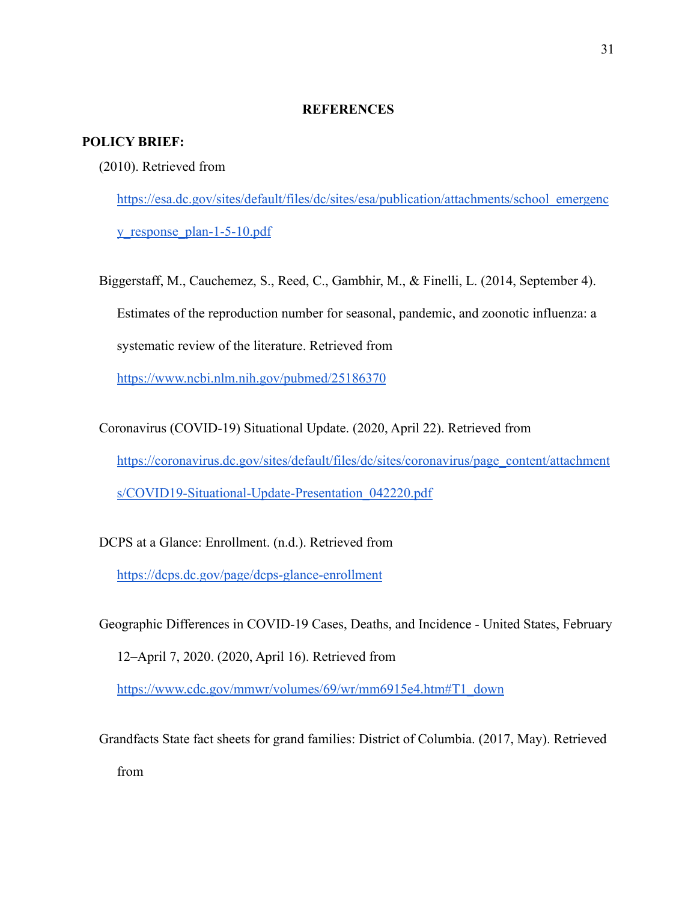# REFERENCES

**POLICY BRIEF:**

(2010). Retrieved from https://esa.dc.gov/sites/default/files/dc/sites/esa/publication/attachments/school_emergency_response_plan-1-5-10.pdf

Biggerstaff, M., Cauchemez, S., Reed, C., Gambhir, M., & Finelli, L. (2014, September 4). Estimates of the reproduction number for seasonal, pandemic, and zoonotic influenza: a systematic review of the literature. Retrieved from https://www.ncbi.nlm.nih.gov/pubmed/25186370

Coronavirus (COVID-19) Situational Update. (2020, April 22). Retrieved from https://coronavirus.dc.gov/sites/default/files/dc/sites/coronavirus/page_content/attachments/COVID19-Situational-Update-Presentation_042220.pdf

DCPS at a Glance: Enrollment. (n.d.). Retrieved from https://dcps.dc.gov/page/dcps-glance-enrollment

Geographic Differences in COVID-19 Cases, Deaths, and Incidence - United States, February 12–April 7, 2020. (2020, April 16). Retrieved from https://www.cdc.gov/mmwr/volumes/69/wr/mm6915e4.htm#T1_down

Grandfacts State fact sheets for grand families: District of Columbia. (2017, May). Retrieved from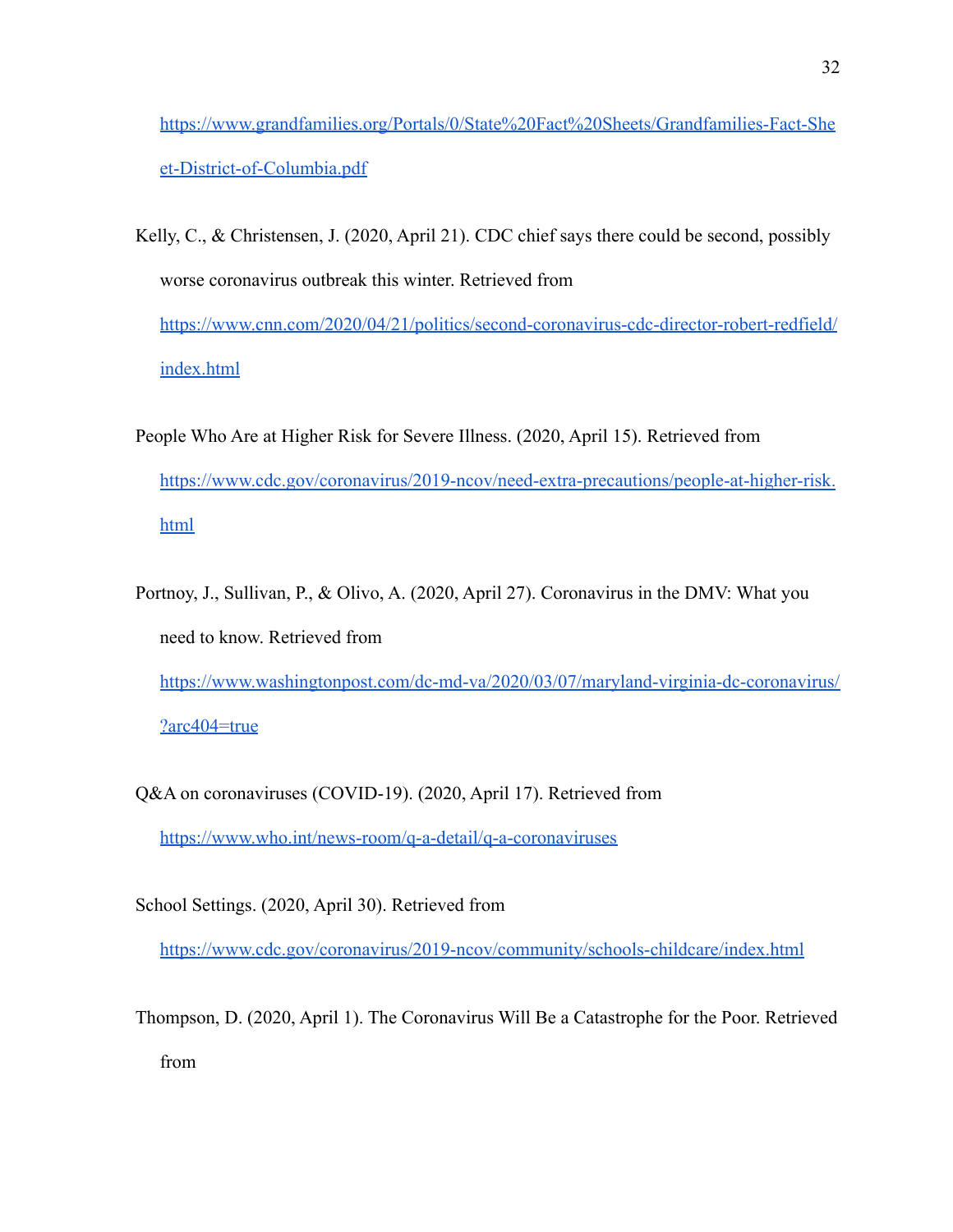https://www.grandfamilies.org/Portals/0/State%20Fact%20Sheets/Grandfamilies-Fact-Sheet-District-of-Columbia.pdf

Kelly, C., & Christensen, J. (2020, April 21). CDC chief says there could be second, possibly worse coronavirus outbreak this winter. Retrieved from https://www.cnn.com/2020/04/21/politics/second-coronavirus-cdc-director-robert-redfield/index.html

People Who Are at Higher Risk for Severe Illness. (2020, April 15). Retrieved from https://www.cdc.gov/coronavirus/2019-ncov/need-extra-precautions/people-at-higher-risk.html

Portnoy, J., Sullivan, P., & Olivo, A. (2020, April 27). Coronavirus in the DMV: What you need to know. Retrieved from https://www.washingtonpost.com/dc-md-va/2020/03/07/maryland-virginia-dc-coronavirus/?arc404=true

Q&A on coronaviruses (COVID-19). (2020, April 17). Retrieved from https://www.who.int/news-room/q-a-detail/q-a-coronaviruses

School Settings. (2020, April 30). Retrieved from https://www.cdc.gov/coronavirus/2019-ncov/community/schools-childcare/index.html

Thompson, D. (2020, April 1). The Coronavirus Will Be a Catastrophe for the Poor. Retrieved from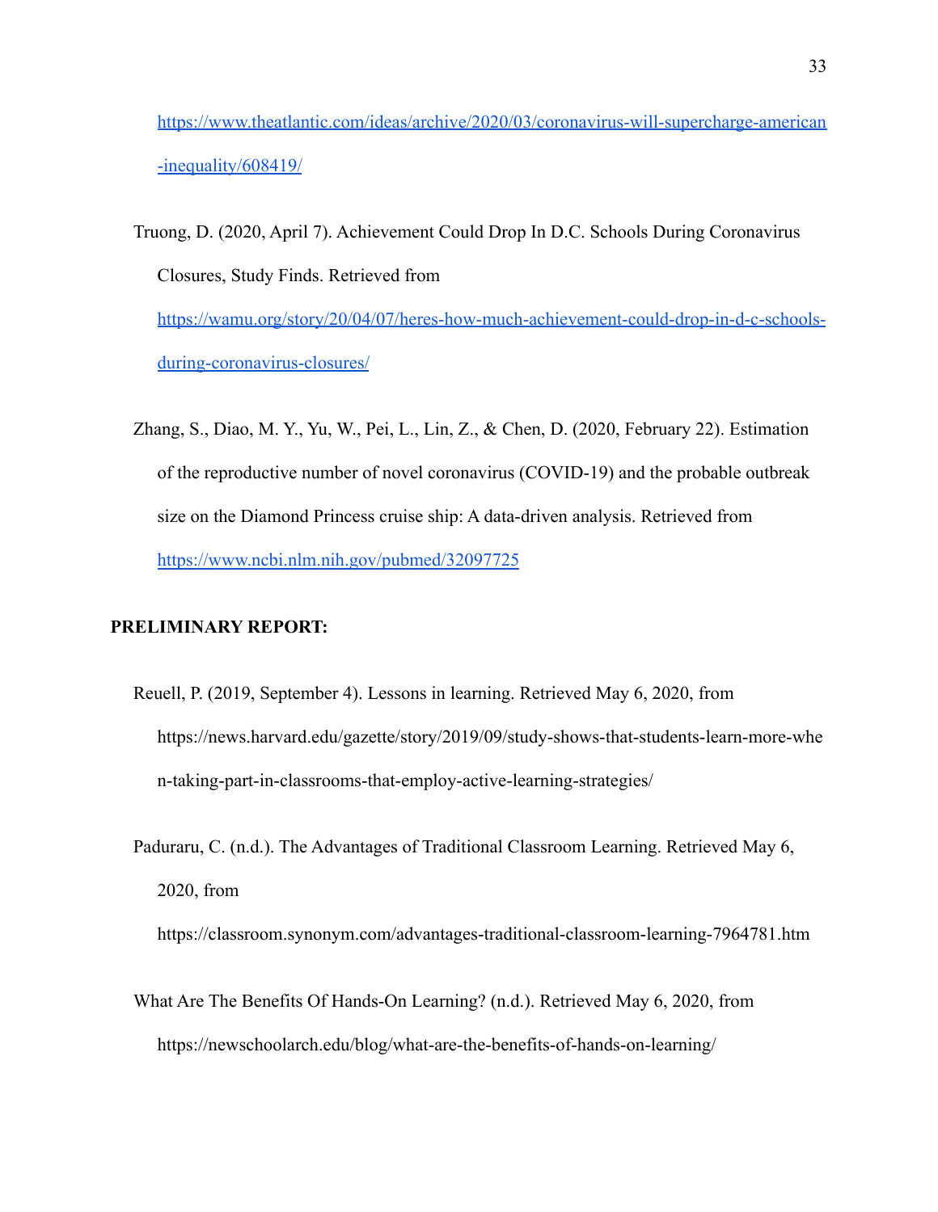https://www.theatlantic.com/ideas/archive/2020/03/coronavirus-will-supercharge-american-inequality/608419/

Truong, D. (2020, April 7). Achievement Could Drop In D.C. Schools During Coronavirus Closures, Study Finds. Retrieved from https://wamu.org/story/20/04/07/heres-how-much-achievement-could-drop-in-d-c-schools-during-coronavirus-closures/

Zhang, S., Diao, M. Y., Yu, W., Pei, L., Lin, Z., & Chen, D. (2020, February 22). Estimation of the reproductive number of novel coronavirus (COVID-19) and the probable outbreak size on the Diamond Princess cruise ship: A data-driven analysis. Retrieved from https://www.ncbi.nlm.nih.gov/pubmed/32097725

**PRELIMINARY REPORT:**

Reuell, P. (2019, September 4). Lessons in learning. Retrieved May 6, 2020, from https://news.harvard.edu/gazette/story/2019/09/study-shows-that-students-learn-more-when-taking-part-in-classrooms-that-employ-active-learning-strategies/

Paduraru, C. (n.d.). The Advantages of Traditional Classroom Learning. Retrieved May 6, 2020, from https://classroom.synonym.com/advantages-traditional-classroom-learning-7964781.htm

What Are The Benefits Of Hands-On Learning? (n.d.). Retrieved May 6, 2020, from https://newschoolarch.edu/blog/what-are-the-benefits-of-hands-on-learning/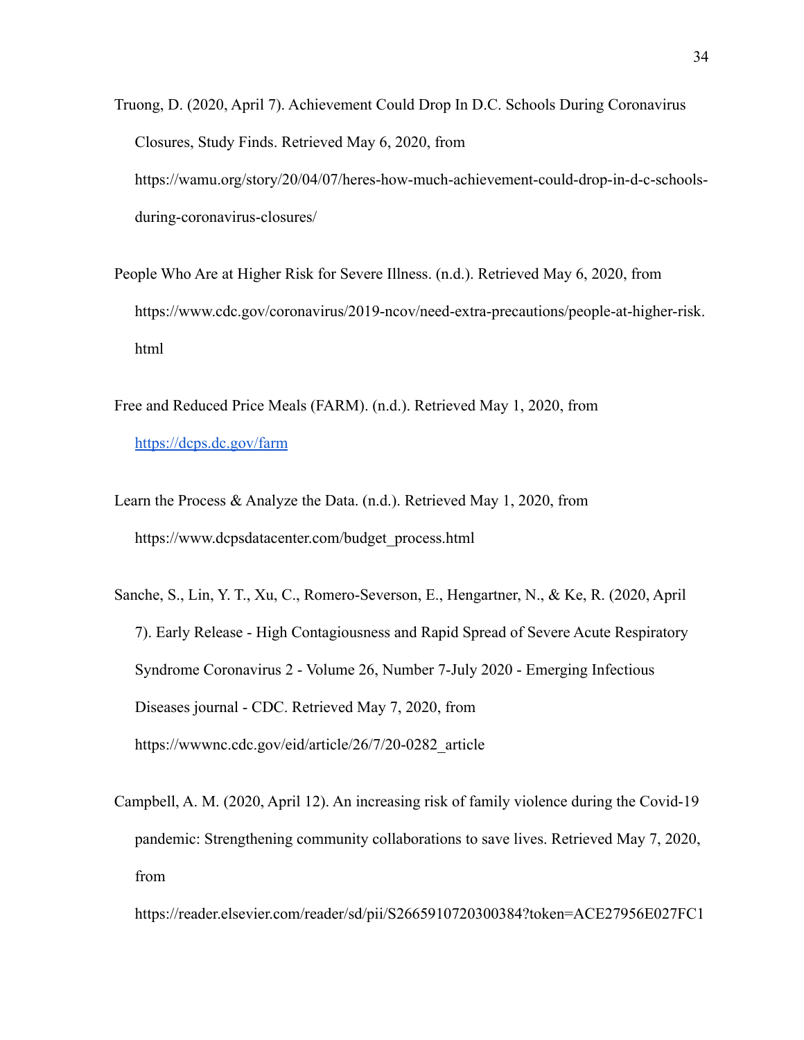Truong, D. (2020, April 7). Achievement Could Drop In D.C. Schools During Coronavirus Closures, Study Finds. Retrieved May 6, 2020, from https://wamu.org/story/20/04/07/heres-how-much-achievement-could-drop-in-d-c-schools-during-coronavirus-closures/

People Who Are at Higher Risk for Severe Illness. (n.d.). Retrieved May 6, 2020, from https://www.cdc.gov/coronavirus/2019-ncov/need-extra-precautions/people-at-higher-risk.html

Free and Reduced Price Meals (FARM). (n.d.). Retrieved May 1, 2020, from [https://dcps.dc.gov/farm](https://dcps.dc.gov/farm)

Learn the Process & Analyze the Data. (n.d.). Retrieved May 1, 2020, from https://www.dcpsdatacenter.com/budget_process.html

Sanche, S., Lin, Y. T., Xu, C., Romero-Severson, E., Hengartner, N., & Ke, R. (2020, April 7). Early Release - High Contagiousness and Rapid Spread of Severe Acute Respiratory Syndrome Coronavirus 2 - Volume 26, Number 7-July 2020 - Emerging Infectious Diseases journal - CDC. Retrieved May 7, 2020, from https://wwwnc.cdc.gov/eid/article/26/7/20-0282_article

Campbell, A. M. (2020, April 12). An increasing risk of family violence during the Covid-19 pandemic: Strengthening community collaborations to save lives. Retrieved May 7, 2020, from https://reader.elsevier.com/reader/sd/pii/S2665910720300384?token=ACE27956E027FC1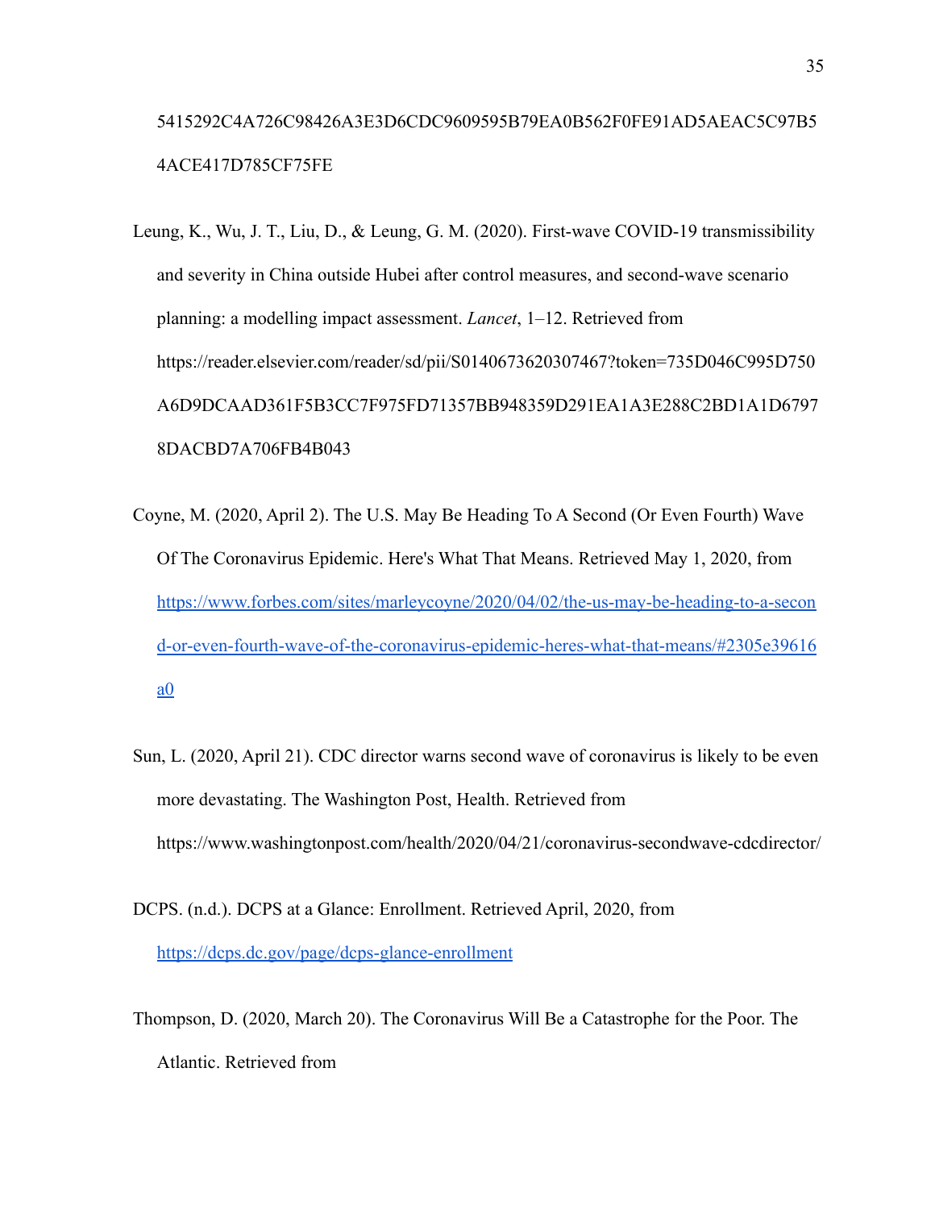5415292C4A726C98426A3E3D6CDC9609595B79EA0B562F0FE91AD5AEAC5C97B54ACE417D785CF75FE

Leung, K., Wu, J. T., Liu, D., & Leung, G. M. (2020). First-wave COVID-19 transmissibility and severity in China outside Hubei after control measures, and second-wave scenario planning: a modelling impact assessment. *Lancet*, 1–12. Retrieved from https://reader.elsevier.com/reader/sd/pii/S0140673620307467?token=735D046C995D750A6D9DCAAD361F5B3CC7F975FD71357BB948359D291EA1A3E288C2BD1A1D67978DACBD7A706FB4B043

Coyne, M. (2020, April 2). The U.S. May Be Heading To A Second (Or Even Fourth) Wave Of The Coronavirus Epidemic. Here's What That Means. Retrieved May 1, 2020, from https://www.forbes.com/sites/marleycoyne/2020/04/02/the-us-may-be-heading-to-a-second-or-even-fourth-wave-of-the-coronavirus-epidemic-heres-what-that-means/#2305e39616a0

Sun, L. (2020, April 21). CDC director warns second wave of coronavirus is likely to be even more devastating. The Washington Post, Health. Retrieved from https://www.washingtonpost.com/health/2020/04/21/coronavirus-secondwave-cdcdirector/

DCPS. (n.d.). DCPS at a Glance: Enrollment. Retrieved April, 2020, from https://dcps.dc.gov/page/dcps-glance-enrollment

Thompson, D. (2020, March 20). The Coronavirus Will Be a Catastrophe for the Poor. The Atlantic. Retrieved from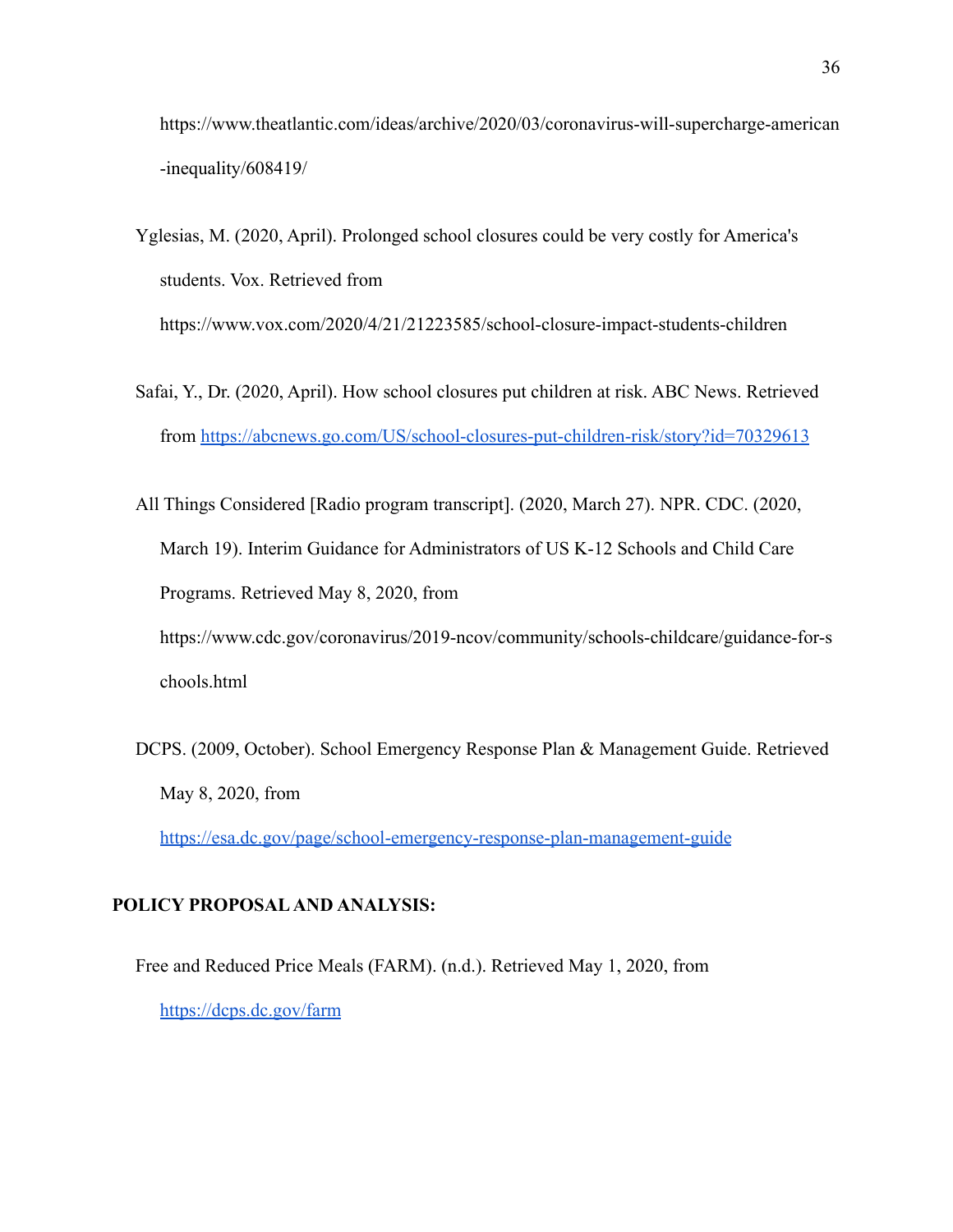https://www.theatlantic.com/ideas/archive/2020/03/coronavirus-will-supercharge-american-inequality/608419/

Yglesias, M. (2020, April). Prolonged school closures could be very costly for America's students. Vox. Retrieved from https://www.vox.com/2020/4/21/21223585/school-closure-impact-students-children

Safai, Y., Dr. (2020, April). How school closures put children at risk. ABC News. Retrieved from [https://abcnews.go.com/US/school-closures-put-children-risk/story?id=70329613](https://abcnews.go.com/US/school-closures-put-children-risk/story?id=70329613)

All Things Considered [Radio program transcript]. (2020, March 27). NPR. CDC. (2020, March 19). Interim Guidance for Administrators of US K-12 Schools and Child Care Programs. Retrieved May 8, 2020, from https://www.cdc.gov/coronavirus/2019-ncov/community/schools-childcare/guidance-for-schools.html

DCPS. (2009, October). School Emergency Response Plan & Management Guide. Retrieved May 8, 2020, from [https://esa.dc.gov/page/school-emergency-response-plan-management-guide](https://esa.dc.gov/page/school-emergency-response-plan-management-guide)

**POLICY PROPOSAL AND ANALYSIS:**

Free and Reduced Price Meals (FARM). (n.d.). Retrieved May 1, 2020, from [https://dcps.dc.gov/farm](https://dcps.dc.gov/farm)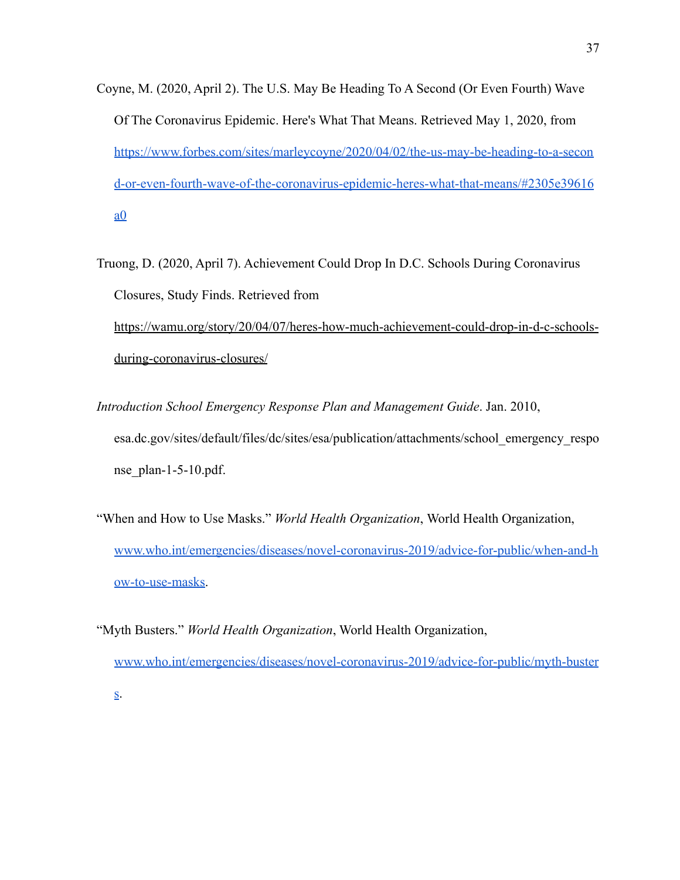Coyne, M. (2020, April 2). The U.S. May Be Heading To A Second (Or Even Fourth) Wave Of The Coronavirus Epidemic. Here's What That Means. Retrieved May 1, 2020, from https://www.forbes.com/sites/marleycoyne/2020/04/02/the-us-may-be-heading-to-a-second-or-even-fourth-wave-of-the-coronavirus-epidemic-heres-what-that-means/#2305e39616a0

Truong, D. (2020, April 7). Achievement Could Drop In D.C. Schools During Coronavirus Closures, Study Finds. Retrieved from https://wamu.org/story/20/04/07/heres-how-much-achievement-could-drop-in-d-c-schools-during-coronavirus-closures/

*Introduction School Emergency Response Plan and Management Guide*. Jan. 2010, esa.dc.gov/sites/default/files/dc/sites/esa/publication/attachments/school_emergency_response_plan-1-5-10.pdf.

“When and How to Use Masks.” *World Health Organization*, World Health Organization, www.who.int/emergencies/diseases/novel-coronavirus-2019/advice-for-public/when-and-how-to-use-masks.

“Myth Busters.” *World Health Organization*, World Health Organization, www.who.int/emergencies/diseases/novel-coronavirus-2019/advice-for-public/myth-busters.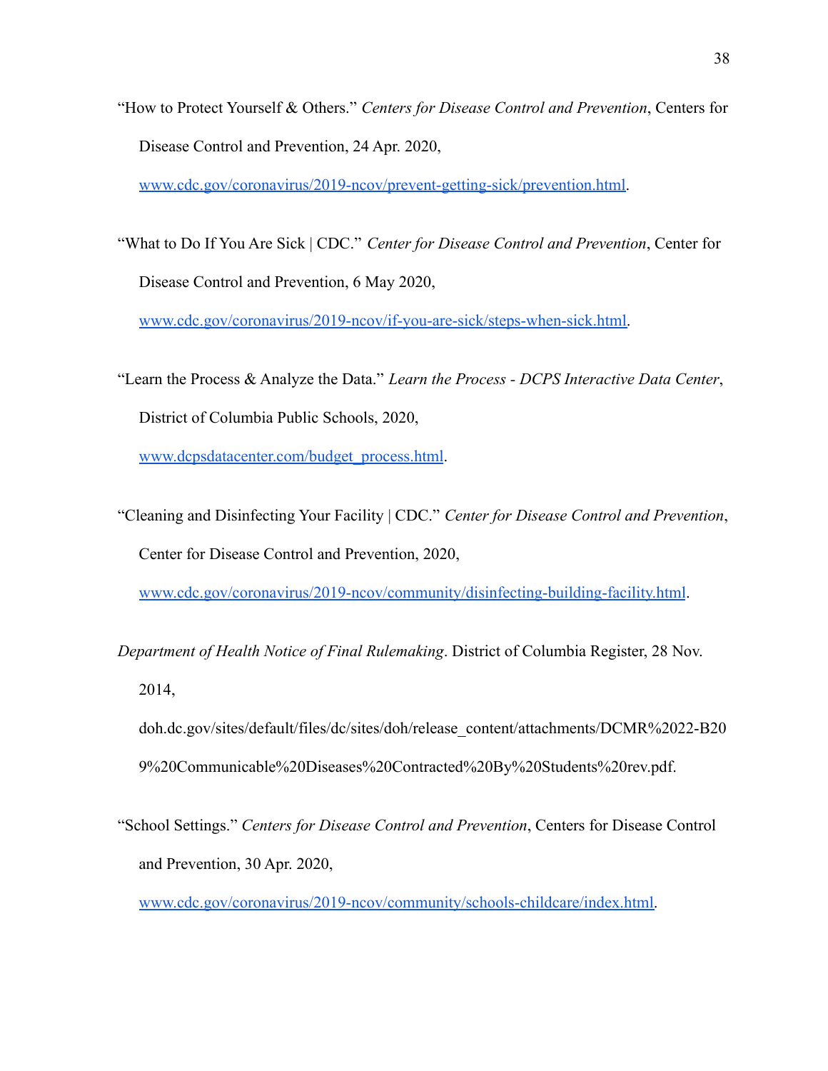“How to Protect Yourself & Others.” *Centers for Disease Control and Prevention*, Centers for Disease Control and Prevention, 24 Apr. 2020, [www.cdc.gov/coronavirus/2019-ncov/prevent-getting-sick/prevention.html](www.cdc.gov/coronavirus/2019-ncov/prevent-getting-sick/prevention.html).

“What to Do If You Are Sick | CDC.” *Center for Disease Control and Prevention*, Center for Disease Control and Prevention, 6 May 2020, [www.cdc.gov/coronavirus/2019-ncov/if-you-are-sick/steps-when-sick.html](www.cdc.gov/coronavirus/2019-ncov/if-you-are-sick/steps-when-sick.html).

“Learn the Process & Analyze the Data.” *Learn the Process - DCPS Interactive Data Center*, District of Columbia Public Schools, 2020, [www.dcpsdatacenter.com/budget_process.html](www.dcpsdatacenter.com/budget_process.html).

“Cleaning and Disinfecting Your Facility | CDC.” *Center for Disease Control and Prevention*, Center for Disease Control and Prevention, 2020, [www.cdc.gov/coronavirus/2019-ncov/community/disinfecting-building-facility.html](www.cdc.gov/coronavirus/2019-ncov/community/disinfecting-building-facility.html).

*Department of Health Notice of Final Rulemaking*. District of Columbia Register, 28 Nov. 2014, doh.dc.gov/sites/default/files/dc/sites/doh/release_content/attachments/DCMR%2022-B209%20Communicable%20Diseases%20Contracted%20By%20Students%20rev.pdf.

“School Settings.” *Centers for Disease Control and Prevention*, Centers for Disease Control and Prevention, 30 Apr. 2020, [www.cdc.gov/coronavirus/2019-ncov/community/schools-childcare/index.html](www.cdc.gov/coronavirus/2019-ncov/community/schools-childcare/index.html).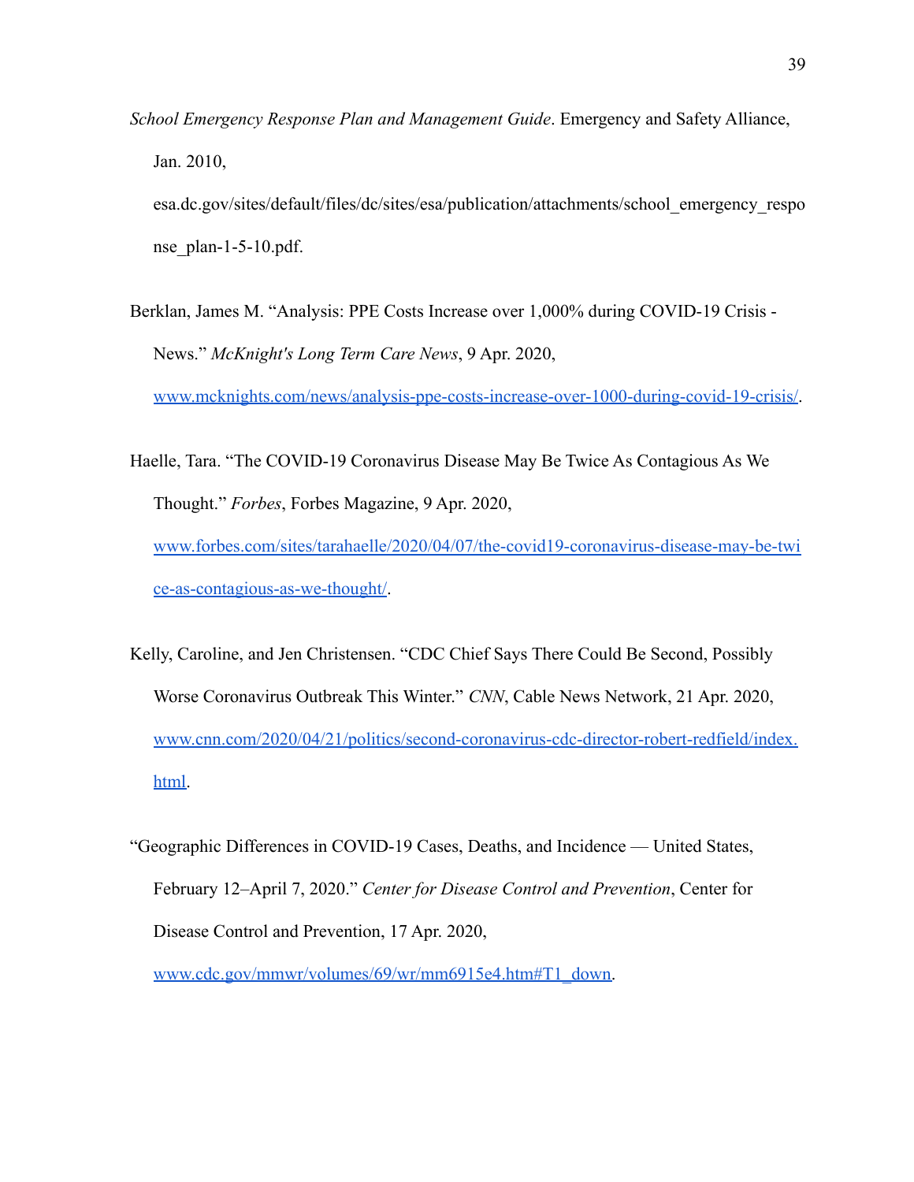*School Emergency Response Plan and Management Guide*. Emergency and Safety Alliance, Jan. 2010, esa.dc.gov/sites/default/files/dc/sites/esa/publication/attachments/school_emergency_response_plan-1-5-10.pdf.

Berklan, James M. "Analysis: PPE Costs Increase over 1,000% during COVID-19 Crisis - News." *McKnight's Long Term Care News*, 9 Apr. 2020, www.mcknights.com/news/analysis-ppe-costs-increase-over-1000-during-covid-19-crisis/.

Haelle, Tara. "The COVID-19 Coronavirus Disease May Be Twice As Contagious As We Thought." *Forbes*, Forbes Magazine, 9 Apr. 2020, www.forbes.com/sites/tarahaelle/2020/04/07/the-covid19-coronavirus-disease-may-be-twice-as-contagious-as-we-thought/.

Kelly, Caroline, and Jen Christensen. "CDC Chief Says There Could Be Second, Possibly Worse Coronavirus Outbreak This Winter." *CNN*, Cable News Network, 21 Apr. 2020, www.cnn.com/2020/04/21/politics/second-coronavirus-cdc-director-robert-redfield/index.html.

"Geographic Differences in COVID-19 Cases, Deaths, and Incidence — United States, February 12–April 7, 2020." *Center for Disease Control and Prevention*, Center for Disease Control and Prevention, 17 Apr. 2020, www.cdc.gov/mmwr/volumes/69/wr/mm6915e4.htm#T1_down.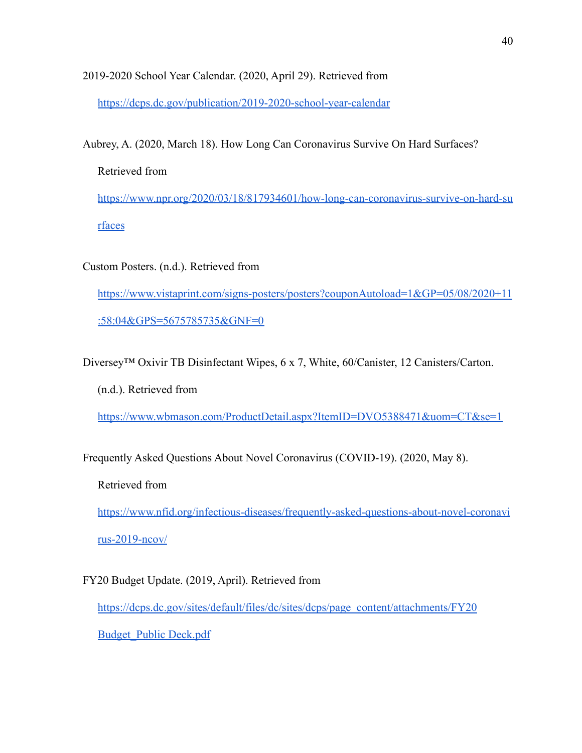2019-2020 School Year Calendar. (2020, April 29). Retrieved from https://dcps.dc.gov/publication/2019-2020-school-year-calendar

Aubrey, A. (2020, March 18). How Long Can Coronavirus Survive On Hard Surfaces? Retrieved from https://www.npr.org/2020/03/18/817934601/how-long-can-coronavirus-survive-on-hard-surfaces

Custom Posters. (n.d.). Retrieved from https://www.vistaprint.com/signs-posters/posters?couponAutoload=1&GP=05/08/2020+11:58:04&GPS=5675785735&GNF=0

Diversey™ Oxivir TB Disinfectant Wipes, 6 x 7, White, 60/Canister, 12 Canisters/Carton. (n.d.). Retrieved from https://www.wbmason.com/ProductDetail.aspx?ItemID=DVO5388471&uom=CT&se=1

Frequently Asked Questions About Novel Coronavirus (COVID-19). (2020, May 8). Retrieved from https://www.nfid.org/infectious-diseases/frequently-asked-questions-about-novel-coronavirus-2019-ncov/

FY20 Budget Update. (2019, April). Retrieved from https://dcps.dc.gov/sites/default/files/dc/sites/dcps/page_content/attachments/FY20 Budget_Public Deck.pdf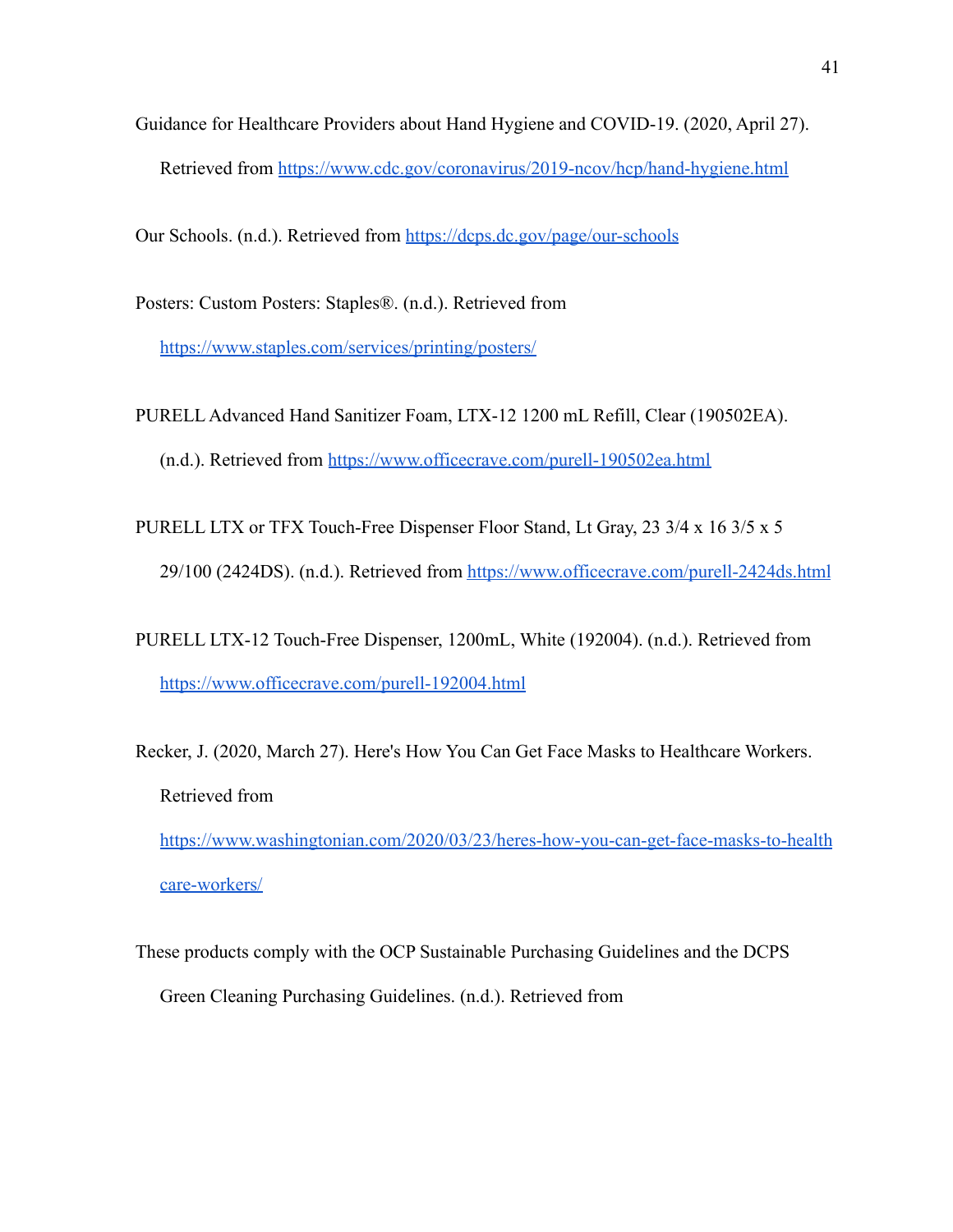Guidance for Healthcare Providers about Hand Hygiene and COVID-19. (2020, April 27). Retrieved from https://www.cdc.gov/coronavirus/2019-ncov/hcp/hand-hygiene.html

Our Schools. (n.d.). Retrieved from https://dcps.dc.gov/page/our-schools

Posters: Custom Posters: Staples®. (n.d.). Retrieved from https://www.staples.com/services/printing/posters/

PURELL Advanced Hand Sanitizer Foam, LTX-12 1200 mL Refill, Clear (190502EA). (n.d.). Retrieved from https://www.officecrave.com/purell-190502ea.html

PURELL LTX or TFX Touch-Free Dispenser Floor Stand, Lt Gray, 23 3/4 x 16 3/5 x 5 29/100 (2424DS). (n.d.). Retrieved from https://www.officecrave.com/purell-2424ds.html

PURELL LTX-12 Touch-Free Dispenser, 1200mL, White (192004). (n.d.). Retrieved from https://www.officecrave.com/purell-192004.html

Recker, J. (2020, March 27). Here's How You Can Get Face Masks to Healthcare Workers. Retrieved from https://www.washingtonian.com/2020/03/23/heres-how-you-can-get-face-masks-to-healthcare-workers/

These products comply with the OCP Sustainable Purchasing Guidelines and the DCPS Green Cleaning Purchasing Guidelines. (n.d.). Retrieved from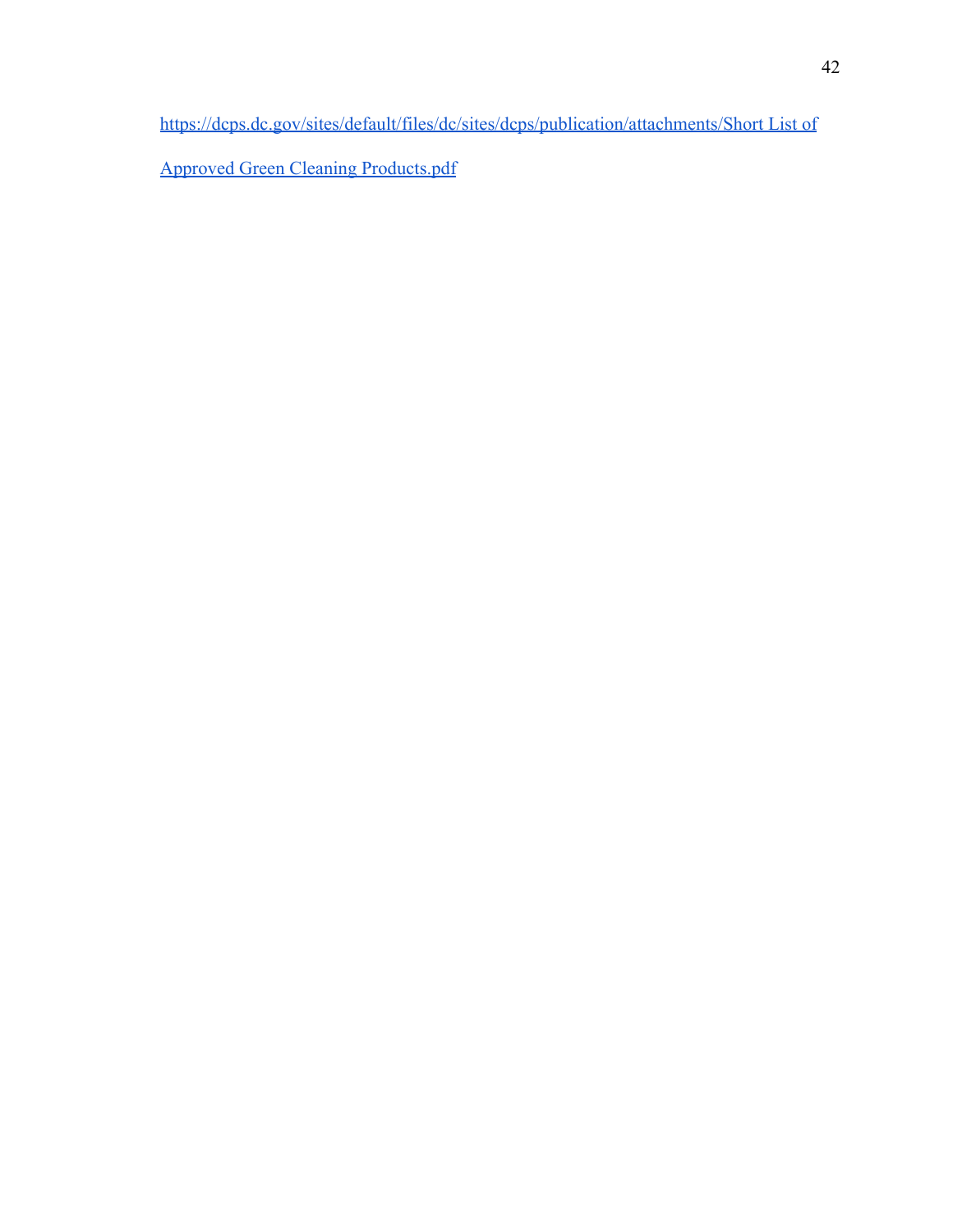https://dcps.dc.gov/sites/default/files/dc/sites/dcps/publication/attachments/Short List of Approved Green Cleaning Products.pdf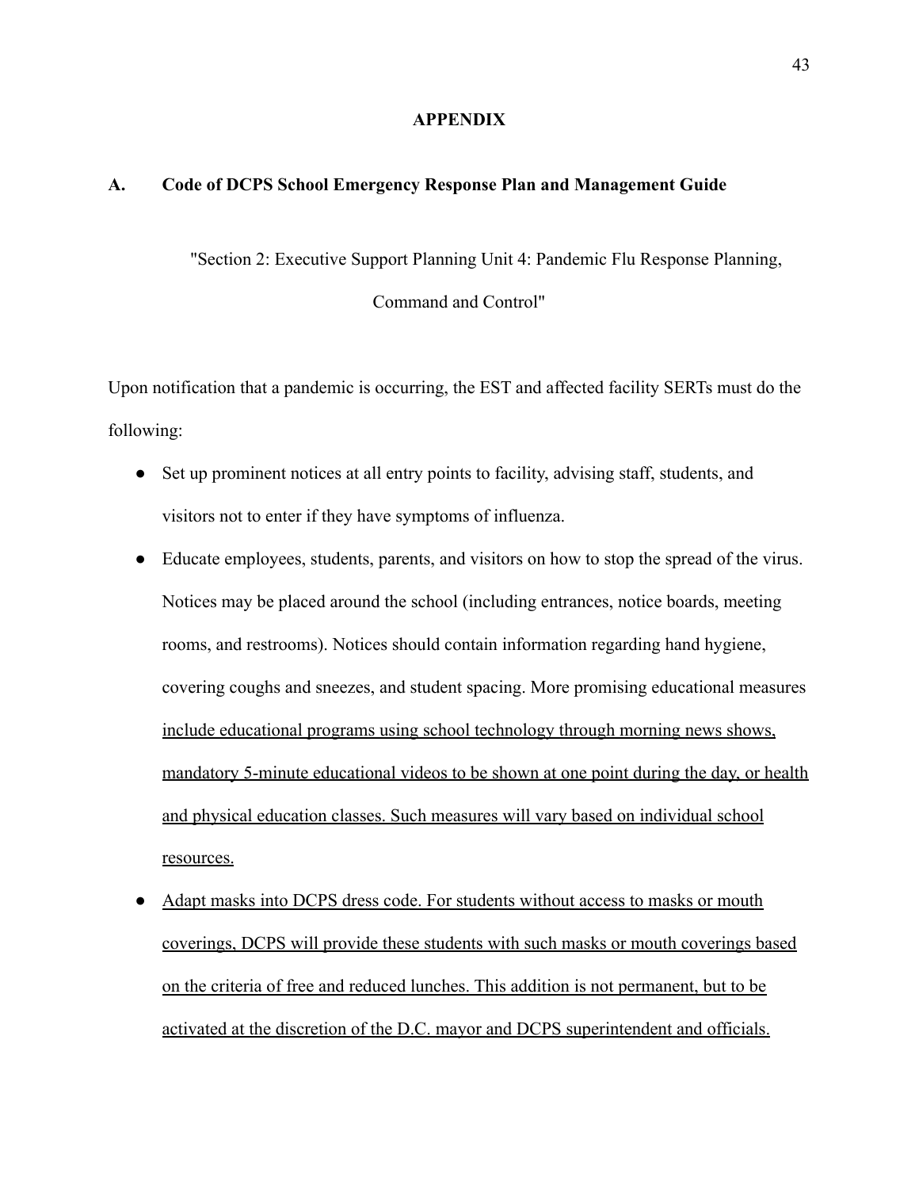# APPENDIX

## A. Code of DCPS School Emergency Response Plan and Management Guide

"Section 2: Executive Support Planning Unit 4: Pandemic Flu Response Planning, Command and Control"

Upon notification that a pandemic is occurring, the EST and affected facility SERTs must do the following:

- Set up prominent notices at all entry points to facility, advising staff, students, and visitors not to enter if they have symptoms of influenza.
- Educate employees, students, parents, and visitors on how to stop the spread of the virus. Notices may be placed around the school (including entrances, notice boards, meeting rooms, and restrooms). Notices should contain information regarding hand hygiene, covering coughs and sneezes, and student spacing. More promising educational measures <u>include educational programs using school technology through morning news shows, mandatory 5-minute educational videos to be shown at one point during the day, or health and physical education classes. Such measures will vary based on individual school resources.</u>
- <u>Adapt masks into DCPS dress code. For students without access to masks or mouth coverings, DCPS will provide these students with such masks or mouth coverings based on the criteria of free and reduced lunches. This addition is not permanent, but to be activated at the discretion of the D.C. mayor and DCPS superintendent and officials.</u>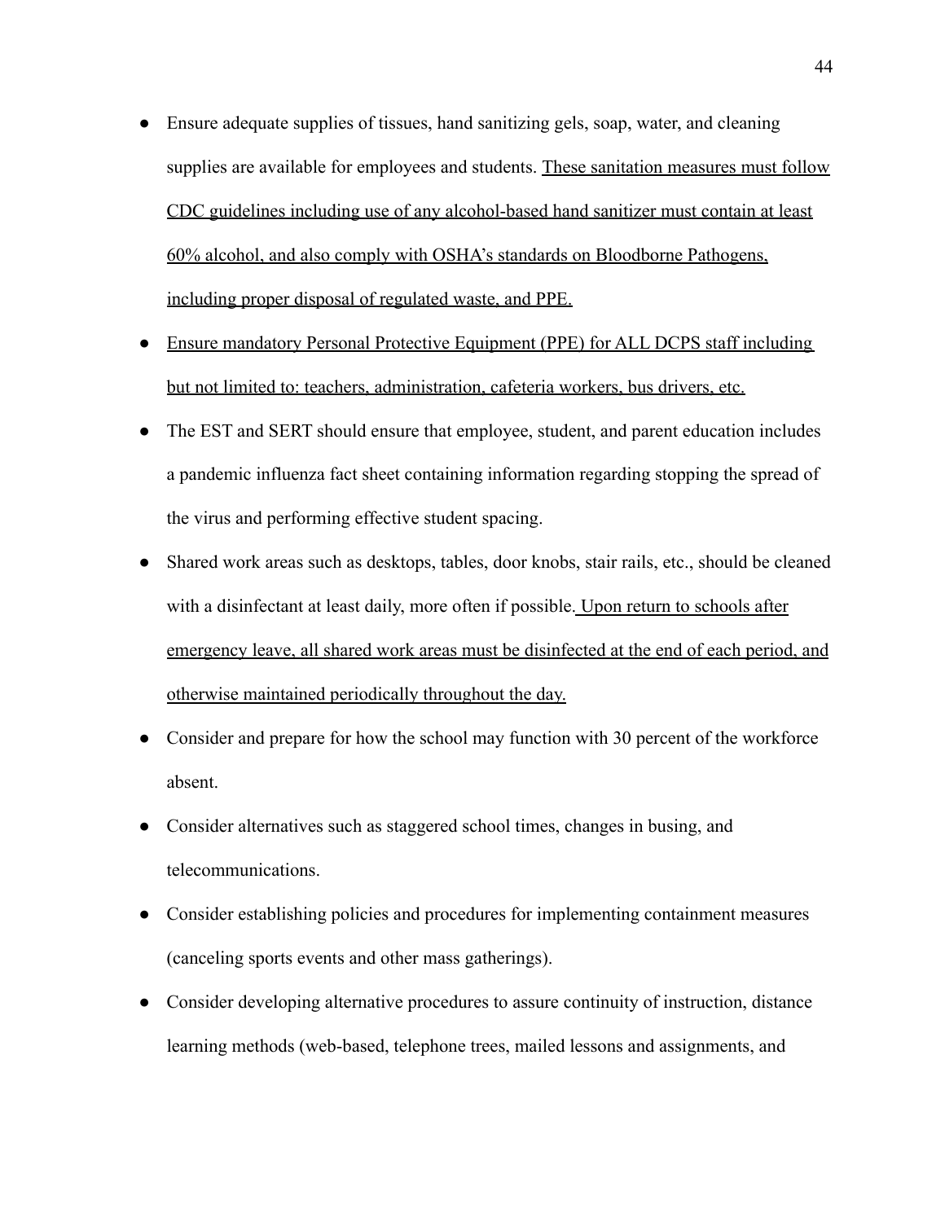- Ensure adequate supplies of tissues, hand sanitizing gels, soap, water, and cleaning supplies are available for employees and students. <u>These sanitation measures must follow CDC guidelines including use of any alcohol-based hand sanitizer must contain at least 60% alcohol, and also comply with OSHA's standards on Bloodborne Pathogens, including proper disposal of regulated waste, and PPE.</u>
- <u>Ensure mandatory Personal Protective Equipment (PPE) for ALL DCPS staff including but not limited to: teachers, administration, cafeteria workers, bus drivers, etc.</u>
- The EST and SERT should ensure that employee, student, and parent education includes a pandemic influenza fact sheet containing information regarding stopping the spread of the virus and performing effective student spacing.
- Shared work areas such as desktops, tables, door knobs, stair rails, etc., should be cleaned with a disinfectant at least daily, more often if possible. <u>Upon return to schools after emergency leave, all shared work areas must be disinfected at the end of each period, and otherwise maintained periodically throughout the day.</u>
- Consider and prepare for how the school may function with 30 percent of the workforce absent.
- Consider alternatives such as staggered school times, changes in busing, and telecommunications.
- Consider establishing policies and procedures for implementing containment measures (canceling sports events and other mass gatherings).
- Consider developing alternative procedures to assure continuity of instruction, distance learning methods (web-based, telephone trees, mailed lessons and assignments, and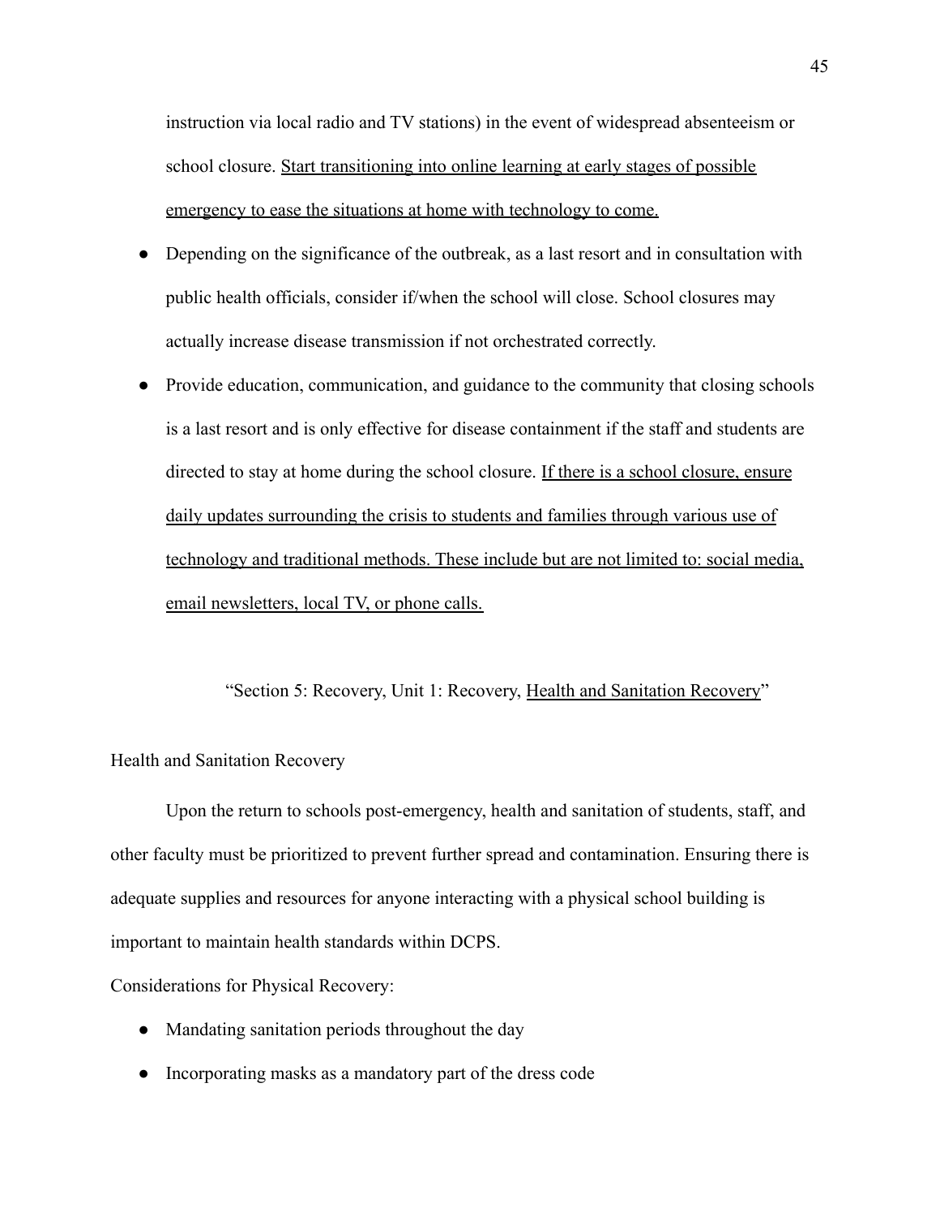instruction via local radio and TV stations) in the event of widespread absenteeism or school closure. <u>Start transitioning into online learning at early stages of possible emergency to ease the situations at home with technology to come.</u>

- Depending on the significance of the outbreak, as a last resort and in consultation with public health officials, consider if/when the school will close. School closures may actually increase disease transmission if not orchestrated correctly.
- Provide education, communication, and guidance to the community that closing schools is a last resort and is only effective for disease containment if the staff and students are directed to stay at home during the school closure. <u>If there is a school closure, ensure daily updates surrounding the crisis to students and families through various use of technology and traditional methods. These include but are not limited to: social media, email newsletters, local TV, or phone calls.</u>

"Section 5: Recovery, Unit 1: Recovery, <u>Health and Sanitation Recovery</u>"

Health and Sanitation Recovery

Upon the return to schools post-emergency, health and sanitation of students, staff, and other faculty must be prioritized to prevent further spread and contamination. Ensuring there is adequate supplies and resources for anyone interacting with a physical school building is important to maintain health standards within DCPS.

Considerations for Physical Recovery:

- Mandating sanitation periods throughout the day
- Incorporating masks as a mandatory part of the dress code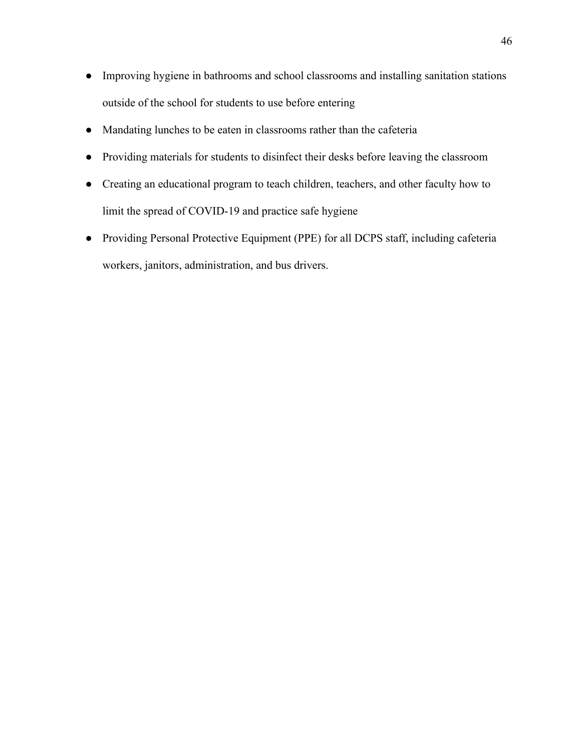- Improving hygiene in bathrooms and school classrooms and installing sanitation stations outside of the school for students to use before entering
- Mandating lunches to be eaten in classrooms rather than the cafeteria
- Providing materials for students to disinfect their desks before leaving the classroom
- Creating an educational program to teach children, teachers, and other faculty how to limit the spread of COVID-19 and practice safe hygiene
- Providing Personal Protective Equipment (PPE) for all DCPS staff, including cafeteria workers, janitors, administration, and bus drivers.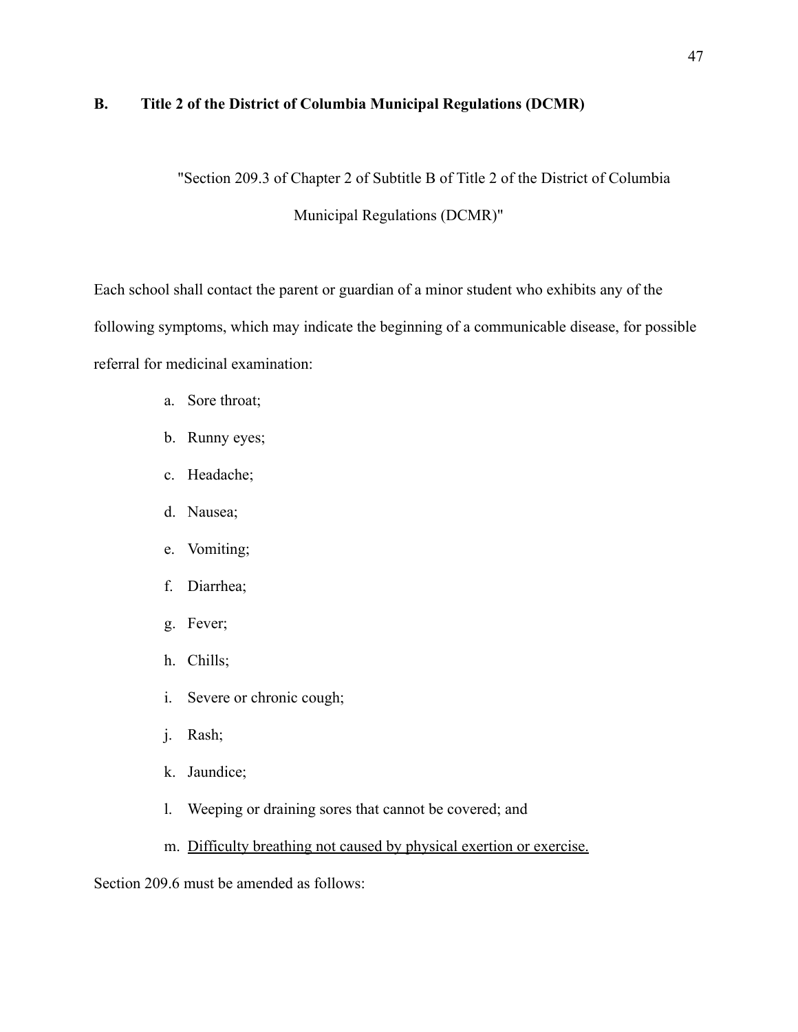## B. Title 2 of the District of Columbia Municipal Regulations (DCMR)

"Section 209.3 of Chapter 2 of Subtitle B of Title 2 of the District of Columbia Municipal Regulations (DCMR)"

Each school shall contact the parent or guardian of a minor student who exhibits any of the following symptoms, which may indicate the beginning of a communicable disease, for possible referral for medicinal examination:

a. Sore throat;

b. Runny eyes;

c. Headache;

d. Nausea;

e. Vomiting;

f. Diarrhea;

g. Fever;

h. Chills;

i. Severe or chronic cough;

j. Rash;

k. Jaundice;

l. Weeping or draining sores that cannot be covered; and

m. <u>Difficulty breathing not caused by physical exertion or exercise.</u>

Section 209.6 must be amended as follows: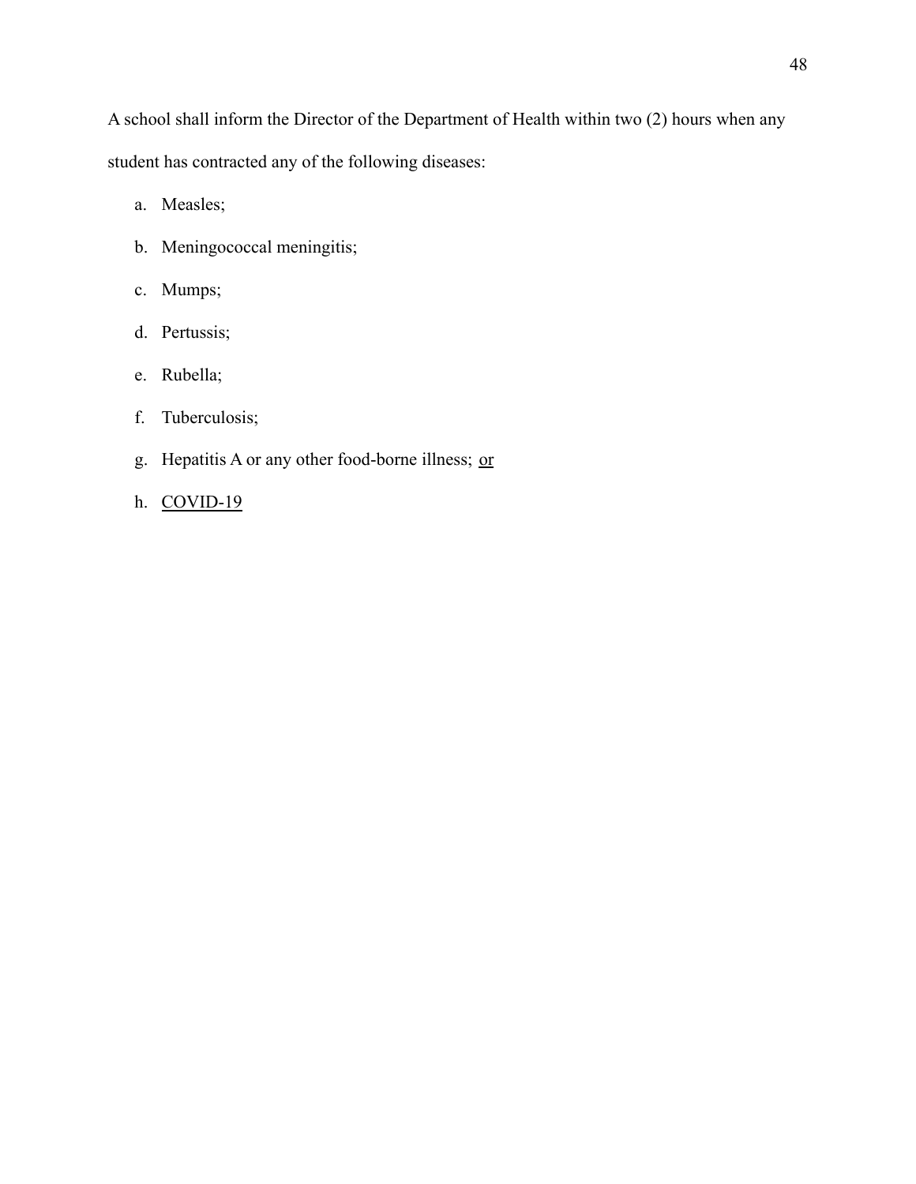A school shall inform the Director of the Department of Health within two (2) hours when any student has contracted any of the following diseases:

a. Measles;

b. Meningococcal meningitis;

c. Mumps;

d. Pertussis;

e. Rubella;

f. Tuberculosis;

g. Hepatitis A or any other food-borne illness; <u>or</u>

h. <u>COVID-19</u>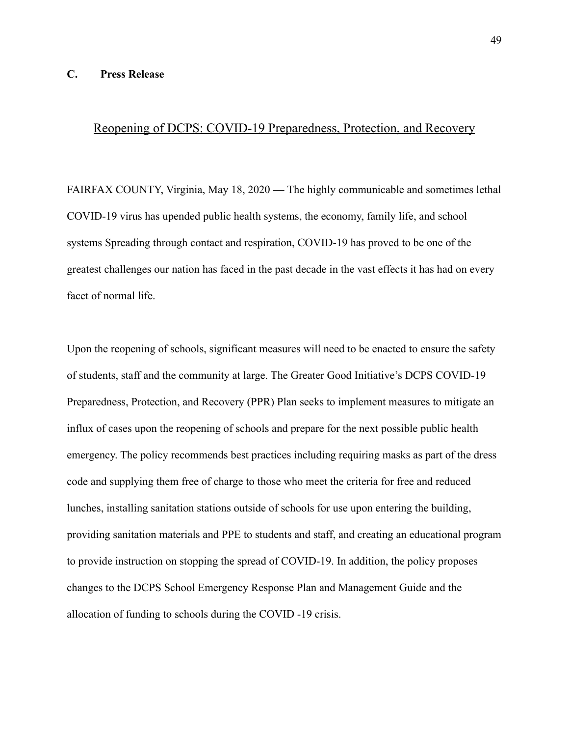### C. Press Release

Reopening of DCPS: COVID-19 Preparedness, Protection, and Recovery

FAIRFAX COUNTY, Virginia, May 18, 2020 — The highly communicable and sometimes lethal COVID-19 virus has upended public health systems, the economy, family life, and school systems Spreading through contact and respiration, COVID-19 has proved to be one of the greatest challenges our nation has faced in the past decade in the vast effects it has had on every facet of normal life.

Upon the reopening of schools, significant measures will need to be enacted to ensure the safety of students, staff and the community at large. The Greater Good Initiative's DCPS COVID-19 Preparedness, Protection, and Recovery (PPR) Plan seeks to implement measures to mitigate an influx of cases upon the reopening of schools and prepare for the next possible public health emergency. The policy recommends best practices including requiring masks as part of the dress code and supplying them free of charge to those who meet the criteria for free and reduced lunches, installing sanitation stations outside of schools for use upon entering the building, providing sanitation materials and PPE to students and staff, and creating an educational program to provide instruction on stopping the spread of COVID-19. In addition, the policy proposes changes to the DCPS School Emergency Response Plan and Management Guide and the allocation of funding to schools during the COVID -19 crisis.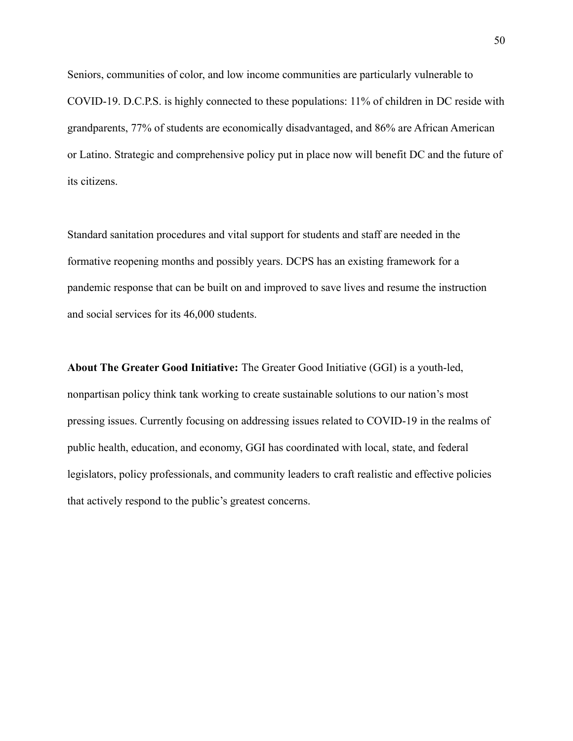Seniors, communities of color, and low income communities are particularly vulnerable to COVID-19. D.C.P.S. is highly connected to these populations: 11% of children in DC reside with grandparents, 77% of students are economically disadvantaged, and 86% are African American or Latino. Strategic and comprehensive policy put in place now will benefit DC and the future of its citizens.

Standard sanitation procedures and vital support for students and staff are needed in the formative reopening months and possibly years. DCPS has an existing framework for a pandemic response that can be built on and improved to save lives and resume the instruction and social services for its 46,000 students.

**About The Greater Good Initiative:** The Greater Good Initiative (GGI) is a youth-led, nonpartisan policy think tank working to create sustainable solutions to our nation's most pressing issues. Currently focusing on addressing issues related to COVID-19 in the realms of public health, education, and economy, GGI has coordinated with local, state, and federal legislators, policy professionals, and community leaders to craft realistic and effective policies that actively respond to the public's greatest concerns.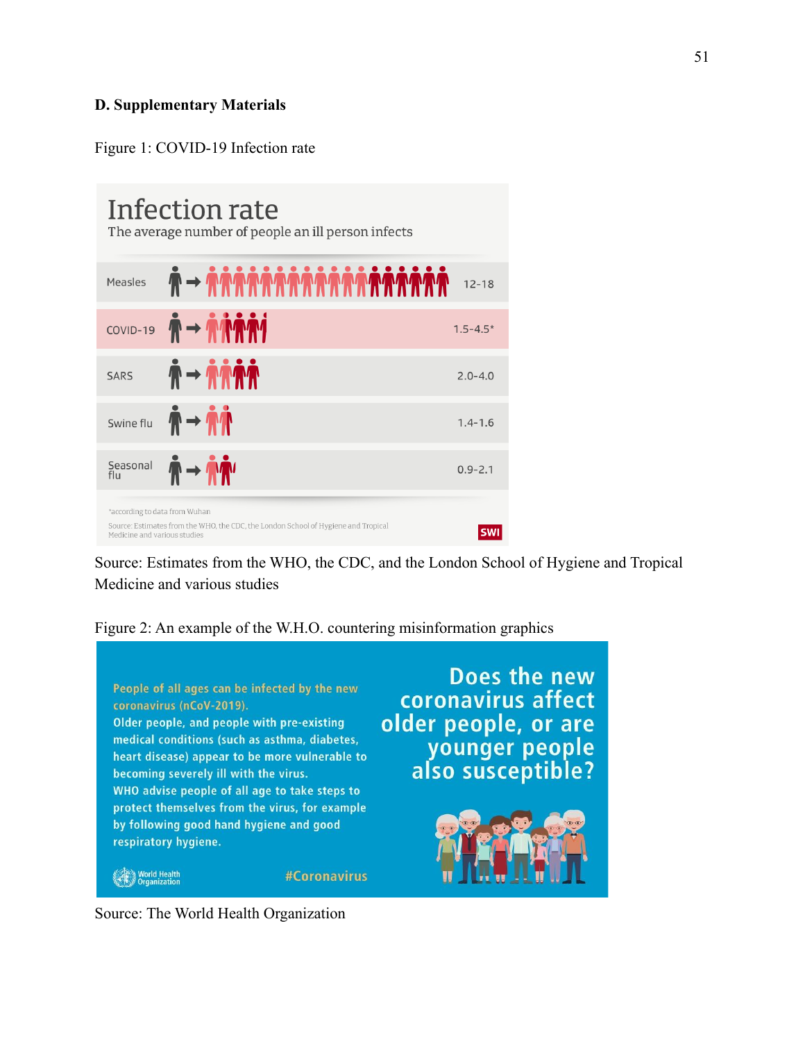## D. Supplementary Materials

Figure 1: COVID-19 Infection rate

Infection rate

The average number of people an ill person infects

Measles 12-18

COVID-19 1.5-4.5*

SARS 2.0-4.0

Swine flu 1.4-1.6

Seasonal flu 0.9-2.1

*according to data from Wuhan

Source: Estimates from the WHO, the CDC, the London School of Hygiene and Tropical Medicine and various studies

SWI

Source: Estimates from the WHO, the CDC, and the London School of Hygiene and Tropical Medicine and various studies

Figure 2: An example of the W.H.O. countering misinformation graphics

Does the new coronavirus affect older people, or are younger people also susceptible?

People of all ages can be infected by the new coronavirus (nCoV-2019).

Older people, and people with pre-existing medical conditions (such as asthma, diabetes, heart disease) appear to be more vulnerable to becoming severely ill with the virus.

WHO advise people of all age to take steps to protect themselves from the virus, for example by following good hand hygiene and good respiratory hygiene.

World Health Organization

#Coronavirus

Source: The World Health Organization